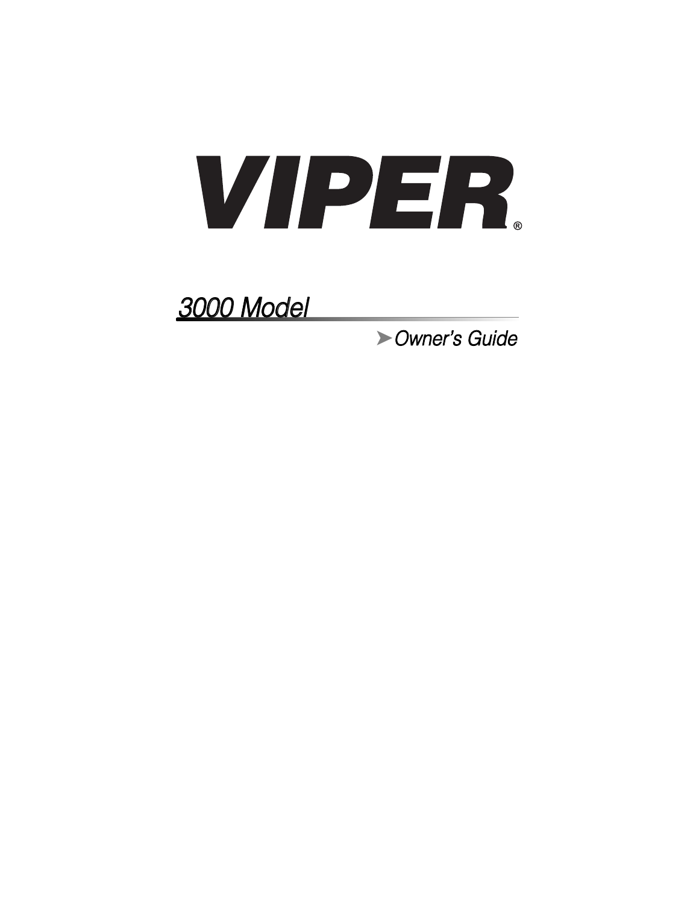# VIPER®

## 3000 Model

➤Owner's Guide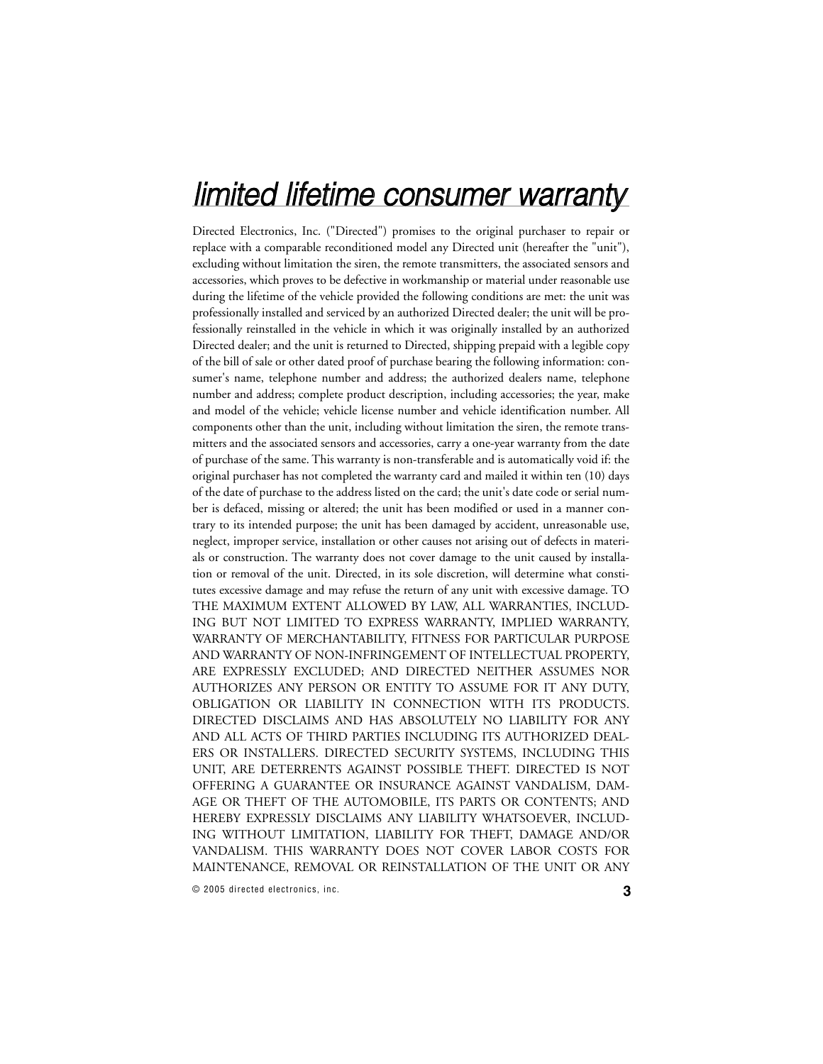# limited lifetime consumer warranty

Directed Electronics, Inc. ("Directed") promises to the original purchaser to repair or replace with a comparable reconditioned model any Directed unit (hereafter the "unit"), excluding without limitation the siren, the remote transmitters, the associated sensors and accessories, which proves to be defective in workmanship or material under reasonable use during the lifetime of the vehicle provided the following conditions are met: the unit was professionally installed and serviced by an authorized Directed dealer; the unit will be professionally reinstalled in the vehicle in which it was originally installed by an authorized Directed dealer; and the unit is returned to Directed, shipping prepaid with a legible copy of the bill of sale or other dated proof of purchase bearing the following information: consumer's name, telephone number and address; the authorized dealers name, telephone number and address; complete product description, including accessories; the year, make and model of the vehicle; vehicle license number and vehicle identification number. All components other than the unit, including without limitation the siren, the remote transmitters and the associated sensors and accessories, carry a one-year warranty from the date of purchase of the same. This warranty is non-transferable and is automatically void if: the original purchaser has not completed the warranty card and mailed it within ten (10) days of the date of purchase to the address listed on the card; the unit's date code or serial number is defaced, missing or altered; the unit has been modified or used in a manner contrary to its intended purpose; the unit has been damaged by accident, unreasonable use, neglect, improper service, installation or other causes not arising out of defects in materials or construction. The warranty does not cover damage to the unit caused by installation or removal of the unit. Directed, in its sole discretion, will determine what constitutes excessive damage and may refuse the return of any unit with excessive damage. TO THE MAXIMUM EXTENT ALLOWED BY LAW, ALL WARRANTIES, INCLUDING BUT NOT LIMITED TO EXPRESS WARRANTY, IMPLIED WARRANTY, WARRANTY OF MERCHANTABILITY, FITNESS FOR PARTICULAR PURPOSE AND WARRANTY OF NON-INFRINGEMENT OF INTELLECTUAL PROPERTY, ARE EXPRESSLY EXCLUDED; AND DIRECTED NEITHER ASSUMES NOR AUTHORIZES ANY PERSON OR ENTITY TO ASSUME FOR IT ANY DUTY, OBLIGATION OR LIABILITY IN CONNECTION WITH ITS PRODUCTS. DIRECTED DISCLAIMS AND HAS ABSOLUTELY NO LIABILITY FOR ANY AND ALL ACTS OF THIRD PARTIES INCLUDING ITS AUTHORIZED DEALERS OR INSTALLERS. DIRECTED SECURITY SYSTEMS, INCLUDING THIS UNIT, ARE DETERRENTS AGAINST POSSIBLE THEFT. DIRECTED IS NOT OFFERING A GUARANTEE OR INSURANCE AGAINST VANDALISM, DAMAGE OR THEFT OF THE AUTOMOBILE, ITS PARTS OR CONTENTS; AND HEREBY EXPRESSLY DISCLAIMS ANY LIABILITY WHATSOEVER, INCLUDING WITHOUT LIMITATION, LIABILITY FOR THEFT, DAMAGE AND/OR VANDALISM. THIS WARRANTY DOES NOT COVER LABOR COSTS FOR MAINTENANCE, REMOVAL OR REINSTALLATION OF THE UNIT OR ANY

© 2005 directed electronics, inc.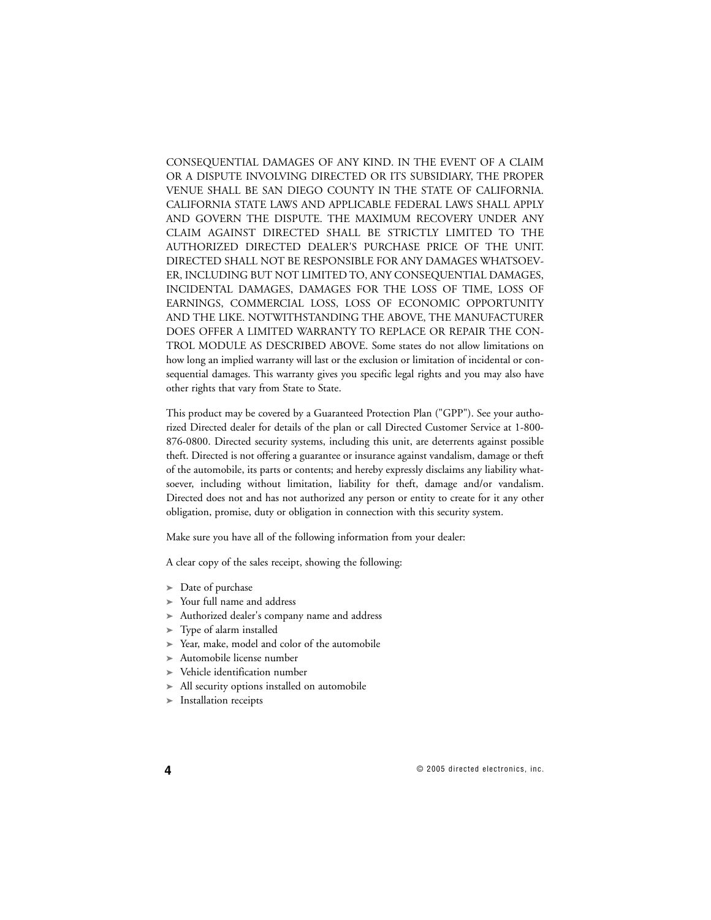CONSEQUENTIAL DAMAGES OF ANY KIND. IN THE EVENT OF A CLAIM OR A DISPUTE INVOLVING DIRECTED OR ITS SUBSIDIARY, THE PROPER VENUE SHALL BE SAN DIEGO COUNTY IN THE STATE OF CALIFORNIA. CALIFORNIA STATE LAWS AND APPLICABLE FEDERAL LAWS SHALL APPLY AND GOVERN THE DISPUTE. THE MAXIMUM RECOVERY UNDER ANY CLAIM AGAINST DIRECTED SHALL BE STRICTLY LIMITED TO THE AUTHORIZED DIRECTED DEALER'S PURCHASE PRICE OF THE UNIT. DIRECTED SHALL NOT BE RESPONSIBLE FOR ANY DAMAGES WHATSOEVER, INCLUDING BUT NOT LIMITED TO, ANY CONSEQUENTIAL DAMAGES, INCIDENTAL DAMAGES, DAMAGES FOR THE LOSS OF TIME, LOSS OF EARNINGS, COMMERCIAL LOSS, LOSS OF ECONOMIC OPPORTUNITY AND THE LIKE. NOTWITHSTANDING THE ABOVE, THE MANUFACTURER DOES OFFER A LIMITED WARRANTY TO REPLACE OR REPAIR THE CONTROL MODULE AS DESCRIBED ABOVE. Some states do not allow limitations on how long an implied warranty will last or the exclusion or limitation of incidental or consequential damages. This warranty gives you specific legal rights and you may also have other rights that vary from State to State.

This product may be covered by a Guaranteed Protection Plan ("GPP"). See your authorized Directed dealer for details of the plan or call Directed Customer Service at 1-800-876-0800. Directed security systems, including this unit, are deterrents against possible theft. Directed is not offering a guarantee or insurance against vandalism, damage or theft of the automobile, its parts or contents; and hereby expressly disclaims any liability whatsoever, including without limitation, liability for theft, damage and/or vandalism. Directed does not and has not authorized any person or entity to create for it any other obligation, promise, duty or obligation in connection with this security system.

Make sure you have all of the following information from your dealer:

A clear copy of the sales receipt, showing the following:

- Date of purchase
- Your full name and address
- Authorized dealer's company name and address
- Type of alarm installed
- Year, make, model and color of the automobile
- Automobile license number
- Vehicle identification number
- All security options installed on automobile
- Installation receipts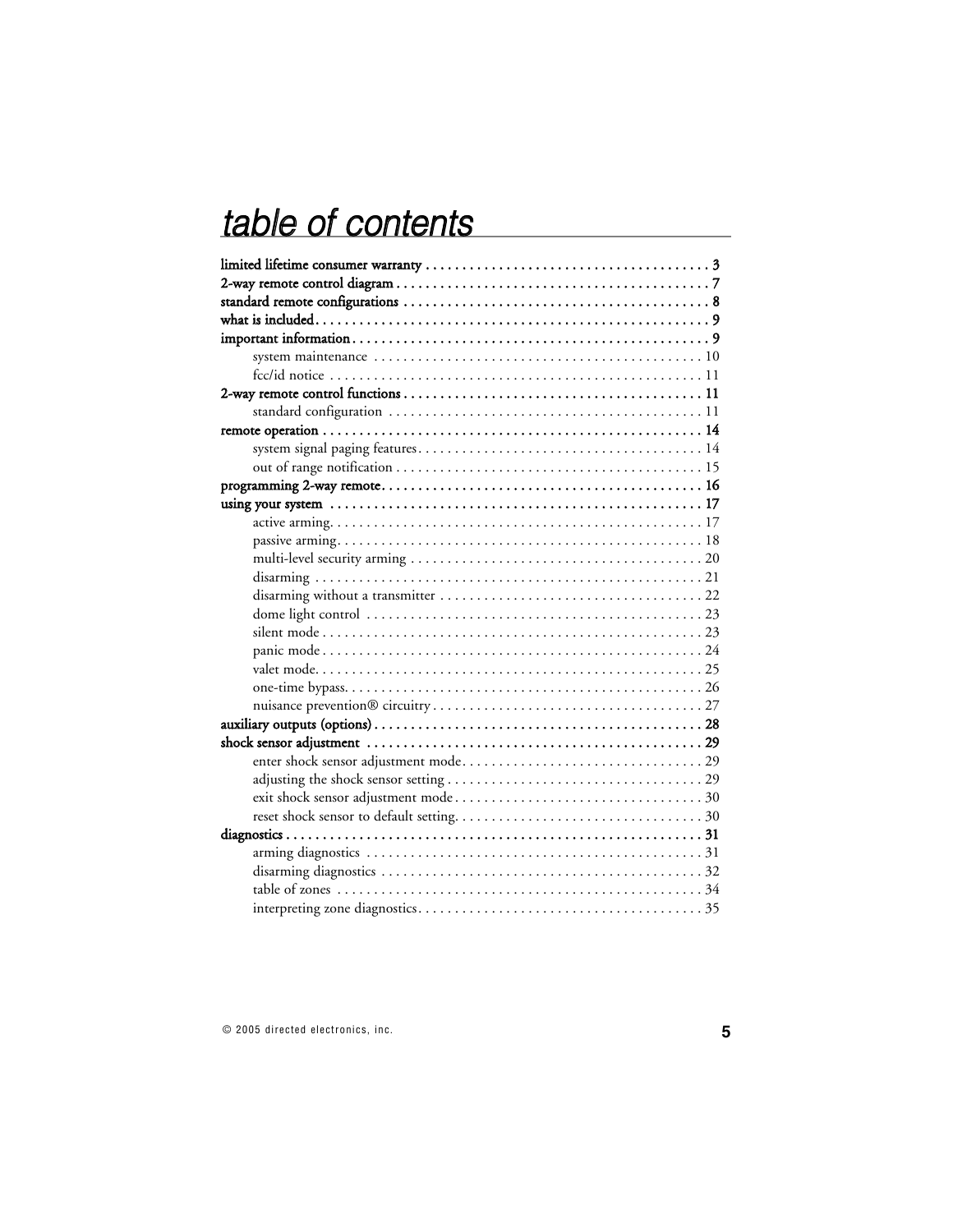# table of contents

**limited lifetime consumer warranty . . . . . . . . . . . . . . . . . . . . . . . . . . . . . . . . . . . . . . . 3**
**2-way remote control diagram . . . . . . . . . . . . . . . . . . . . . . . . . . . . . . . . . . . . . . . . . . . 7**
**standard remote configurations . . . . . . . . . . . . . . . . . . . . . . . . . . . . . . . . . . . . . . . . . . 8**
**what is included . . . . . . . . . . . . . . . . . . . . . . . . . . . . . . . . . . . . . . . . . . . . . . . . . . . . . 9**
**important information . . . . . . . . . . . . . . . . . . . . . . . . . . . . . . . . . . . . . . . . . . . . . . . . . 9**
- system maintenance . . . . . . . . . . . . . . . . . . . . . . . . . . . . . . . . . . . . . . . . . . . . 10
- fcc/id notice . . . . . . . . . . . . . . . . . . . . . . . . . . . . . . . . . . . . . . . . . . . . . . . . . . 11

**2-way remote control functions . . . . . . . . . . . . . . . . . . . . . . . . . . . . . . . . . . . . . . . . . 11**
- standard configuration . . . . . . . . . . . . . . . . . . . . . . . . . . . . . . . . . . . . . . . . . . 11

**remote operation . . . . . . . . . . . . . . . . . . . . . . . . . . . . . . . . . . . . . . . . . . . . . . . . . . . . 14**
- system signal paging features . . . . . . . . . . . . . . . . . . . . . . . . . . . . . . . . . . . . . . 14
- out of range notification . . . . . . . . . . . . . . . . . . . . . . . . . . . . . . . . . . . . . . . . . . 15

**programming 2-way remote . . . . . . . . . . . . . . . . . . . . . . . . . . . . . . . . . . . . . . . . . . . . 16**
**using your system . . . . . . . . . . . . . . . . . . . . . . . . . . . . . . . . . . . . . . . . . . . . . . . . . . . 17**
- active arming . . . . . . . . . . . . . . . . . . . . . . . . . . . . . . . . . . . . . . . . . . . . . . . . . . 17
- passive arming . . . . . . . . . . . . . . . . . . . . . . . . . . . . . . . . . . . . . . . . . . . . . . . . . 18
- multi-level security arming . . . . . . . . . . . . . . . . . . . . . . . . . . . . . . . . . . . . . . . . 20
- disarming . . . . . . . . . . . . . . . . . . . . . . . . . . . . . . . . . . . . . . . . . . . . . . . . . . . . . 21
- disarming without a transmitter . . . . . . . . . . . . . . . . . . . . . . . . . . . . . . . . . . . . 22
- dome light control . . . . . . . . . . . . . . . . . . . . . . . . . . . . . . . . . . . . . . . . . . . . . . 23
- silent mode . . . . . . . . . . . . . . . . . . . . . . . . . . . . . . . . . . . . . . . . . . . . . . . . . . . . 23
- panic mode . . . . . . . . . . . . . . . . . . . . . . . . . . . . . . . . . . . . . . . . . . . . . . . . . . . . 24
- valet mode . . . . . . . . . . . . . . . . . . . . . . . . . . . . . . . . . . . . . . . . . . . . . . . . . . . . . 25
- one-time bypass . . . . . . . . . . . . . . . . . . . . . . . . . . . . . . . . . . . . . . . . . . . . . . . . . 26
- nuisance prevention® circuitry . . . . . . . . . . . . . . . . . . . . . . . . . . . . . . . . . . . . . 27

**auxiliary outputs (options) . . . . . . . . . . . . . . . . . . . . . . . . . . . . . . . . . . . . . . . . . . . . . 28**
**shock sensor adjustment . . . . . . . . . . . . . . . . . . . . . . . . . . . . . . . . . . . . . . . . . . . . . . 29**
- enter shock sensor adjustment mode . . . . . . . . . . . . . . . . . . . . . . . . . . . . . . . . . 29
- adjusting the shock sensor setting . . . . . . . . . . . . . . . . . . . . . . . . . . . . . . . . . . . 29
- exit shock sensor adjustment mode . . . . . . . . . . . . . . . . . . . . . . . . . . . . . . . . . . 30
- reset shock sensor to default setting . . . . . . . . . . . . . . . . . . . . . . . . . . . . . . . . . . 30

**diagnostics . . . . . . . . . . . . . . . . . . . . . . . . . . . . . . . . . . . . . . . . . . . . . . . . . . . . . . . . . 31**
- arming diagnostics . . . . . . . . . . . . . . . . . . . . . . . . . . . . . . . . . . . . . . . . . . . . . . 31
- disarming diagnostics . . . . . . . . . . . . . . . . . . . . . . . . . . . . . . . . . . . . . . . . . . . . 32
- table of zones . . . . . . . . . . . . . . . . . . . . . . . . . . . . . . . . . . . . . . . . . . . . . . . . . . 34
- interpreting zone diagnostics . . . . . . . . . . . . . . . . . . . . . . . . . . . . . . . . . . . . . . . 35

© 2005 directed electronics, inc.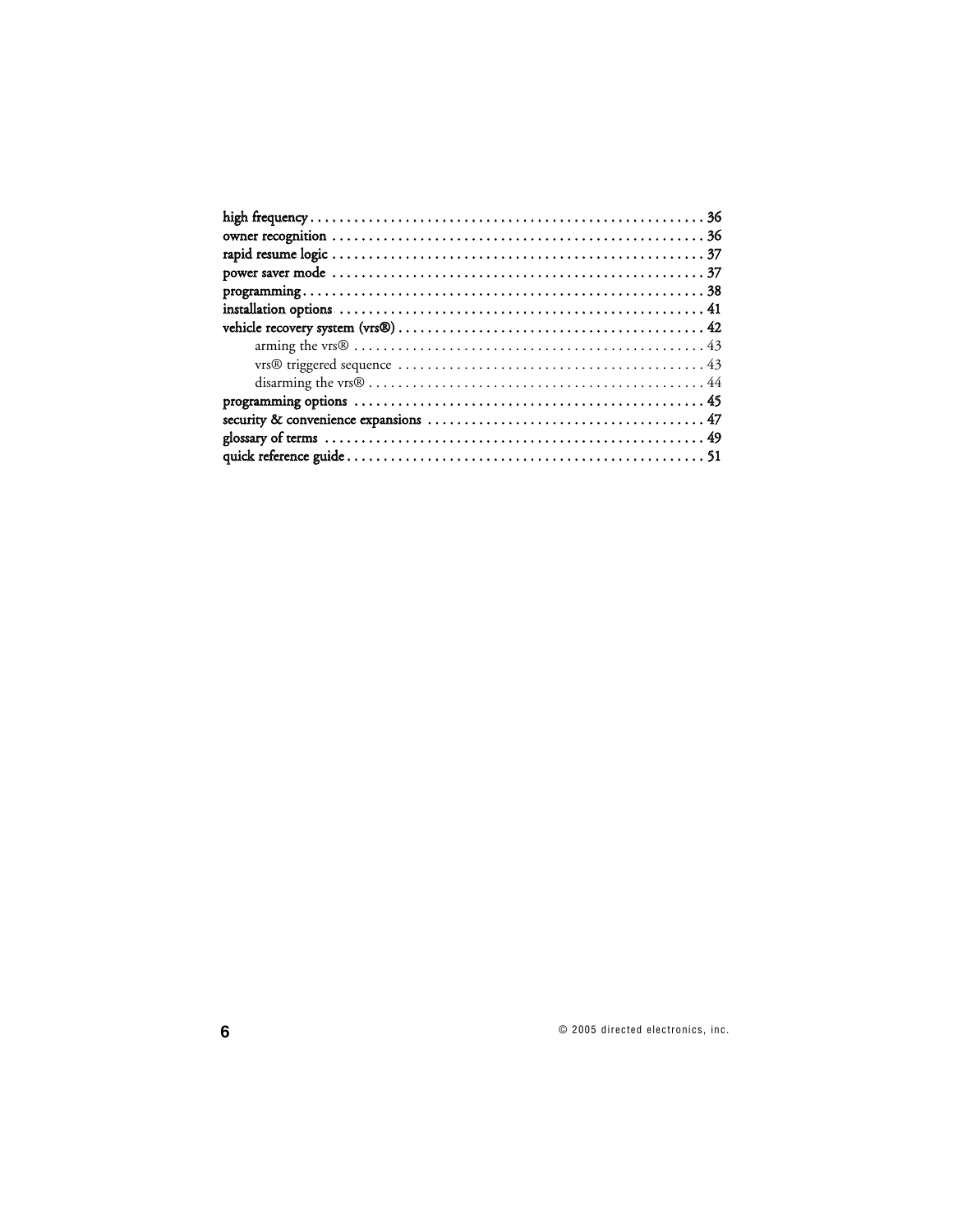**high frequency** . . . . . . . . . . . . . . . . . . . . . . . . . . . . . . . . . . . . . . . . . . . . . . . . . . . . . . 36
**owner recognition** . . . . . . . . . . . . . . . . . . . . . . . . . . . . . . . . . . . . . . . . . . . . . . . . . . . . 36
**rapid resume logic** . . . . . . . . . . . . . . . . . . . . . . . . . . . . . . . . . . . . . . . . . . . . . . . . . . . . 37
**power saver mode** . . . . . . . . . . . . . . . . . . . . . . . . . . . . . . . . . . . . . . . . . . . . . . . . . . . 37
**programming** . . . . . . . . . . . . . . . . . . . . . . . . . . . . . . . . . . . . . . . . . . . . . . . . . . . . . . . 38
**installation options** . . . . . . . . . . . . . . . . . . . . . . . . . . . . . . . . . . . . . . . . . . . . . . . . . . 41
**vehicle recovery system (vrs®)** . . . . . . . . . . . . . . . . . . . . . . . . . . . . . . . . . . . . . . . . . . 42
- arming the vrs® . . . . . . . . . . . . . . . . . . . . . . . . . . . . . . . . . . . . . . . . . . . . . . . . 43
- vrs® triggered sequence . . . . . . . . . . . . . . . . . . . . . . . . . . . . . . . . . . . . . . . . . . 43
- disarming the vrs® . . . . . . . . . . . . . . . . . . . . . . . . . . . . . . . . . . . . . . . . . . . . . . 44

**programming options** . . . . . . . . . . . . . . . . . . . . . . . . . . . . . . . . . . . . . . . . . . . . . . . . 45
**security & convenience expansions** . . . . . . . . . . . . . . . . . . . . . . . . . . . . . . . . . . . . . . 47
**glossary of terms** . . . . . . . . . . . . . . . . . . . . . . . . . . . . . . . . . . . . . . . . . . . . . . . . . . . . 49
**quick reference guide** . . . . . . . . . . . . . . . . . . . . . . . . . . . . . . . . . . . . . . . . . . . . . . . . . 51

© 2005 directed electronics, inc.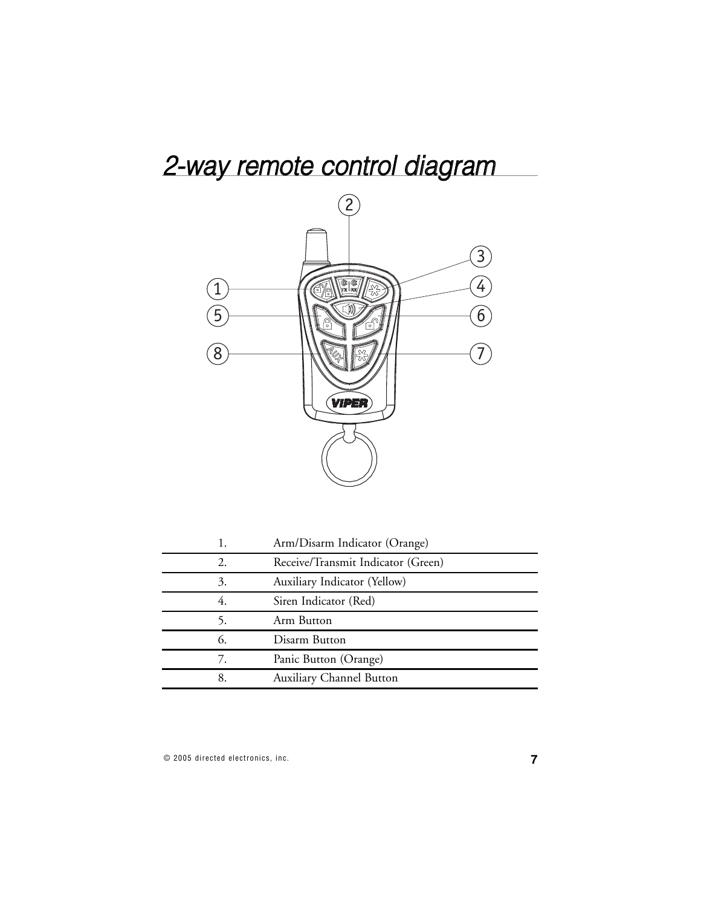# 2-way remote control diagram

| | |
|---|---|
| 1. | Arm/Disarm Indicator (Orange) |
| 2. | Receive/Transmit Indicator (Green) |
| 3. | Auxiliary Indicator (Yellow) |
| 4. | Siren Indicator (Red) |
| 5. | Arm Button |
| 6. | Disarm Button |
| 7. | Panic Button (Orange) |
| 8. | Auxiliary Channel Button |

© 2005 directed electronics, inc.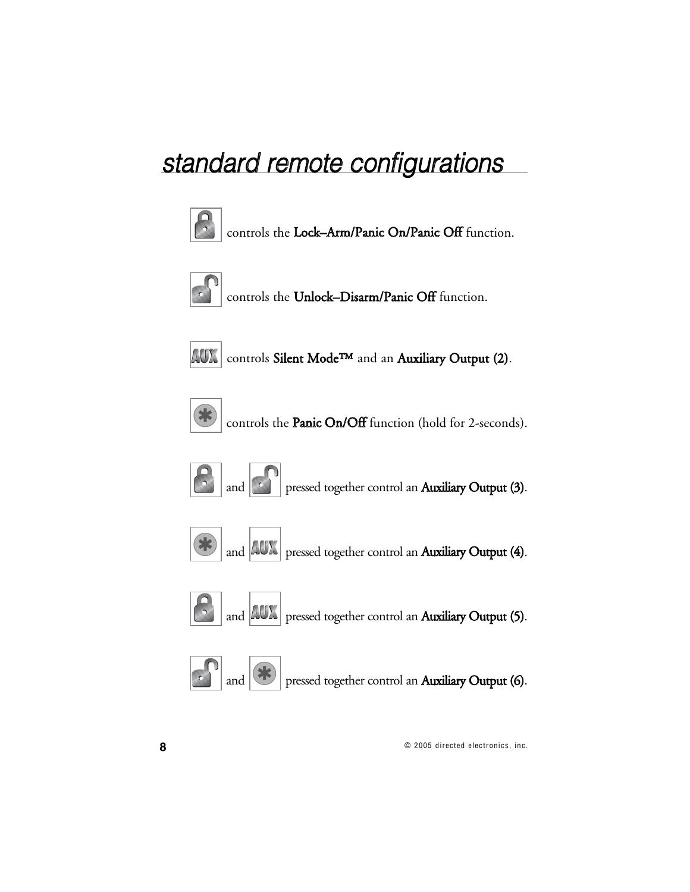# standard remote configurations

controls the Lock–Arm/Panic On/Panic Off function.

controls the Unlock–Disarm/Panic Off function.

controls Silent Mode™ and an Auxiliary Output (2).

controls the Panic On/Off function (hold for 2-seconds).

and pressed together control an Auxiliary Output (3).

and pressed together control an Auxiliary Output (4).

and pressed together control an Auxiliary Output (5).

and pressed together control an Auxiliary Output (6).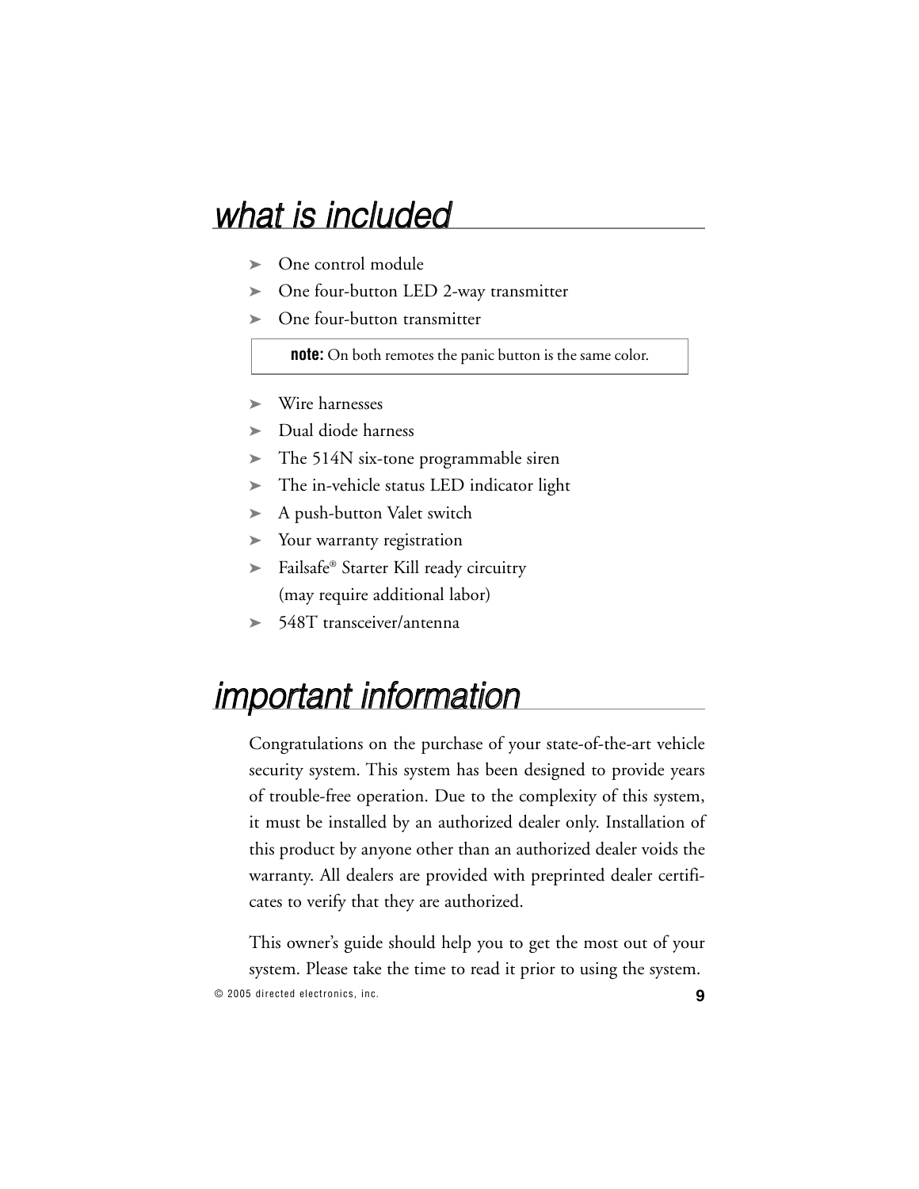# what is included

- One control module
- One four-button LED 2-way transmitter
- One four-button transmitter

> **note:** On both remotes the panic button is the same color.

- Wire harnesses
- Dual diode harness
- The 514N six-tone programmable siren
- The in-vehicle status LED indicator light
- A push-button Valet switch
- Your warranty registration
- Failsafe® Starter Kill ready circuitry (may require additional labor)
- 548T transceiver/antenna

# important information

Congratulations on the purchase of your state-of-the-art vehicle security system. This system has been designed to provide years of trouble-free operation. Due to the complexity of this system, it must be installed by an authorized dealer only. Installation of this product by anyone other than an authorized dealer voids the warranty. All dealers are provided with preprinted dealer certificates to verify that they are authorized.

This owner's guide should help you to get the most out of your system. Please take the time to read it prior to using the system.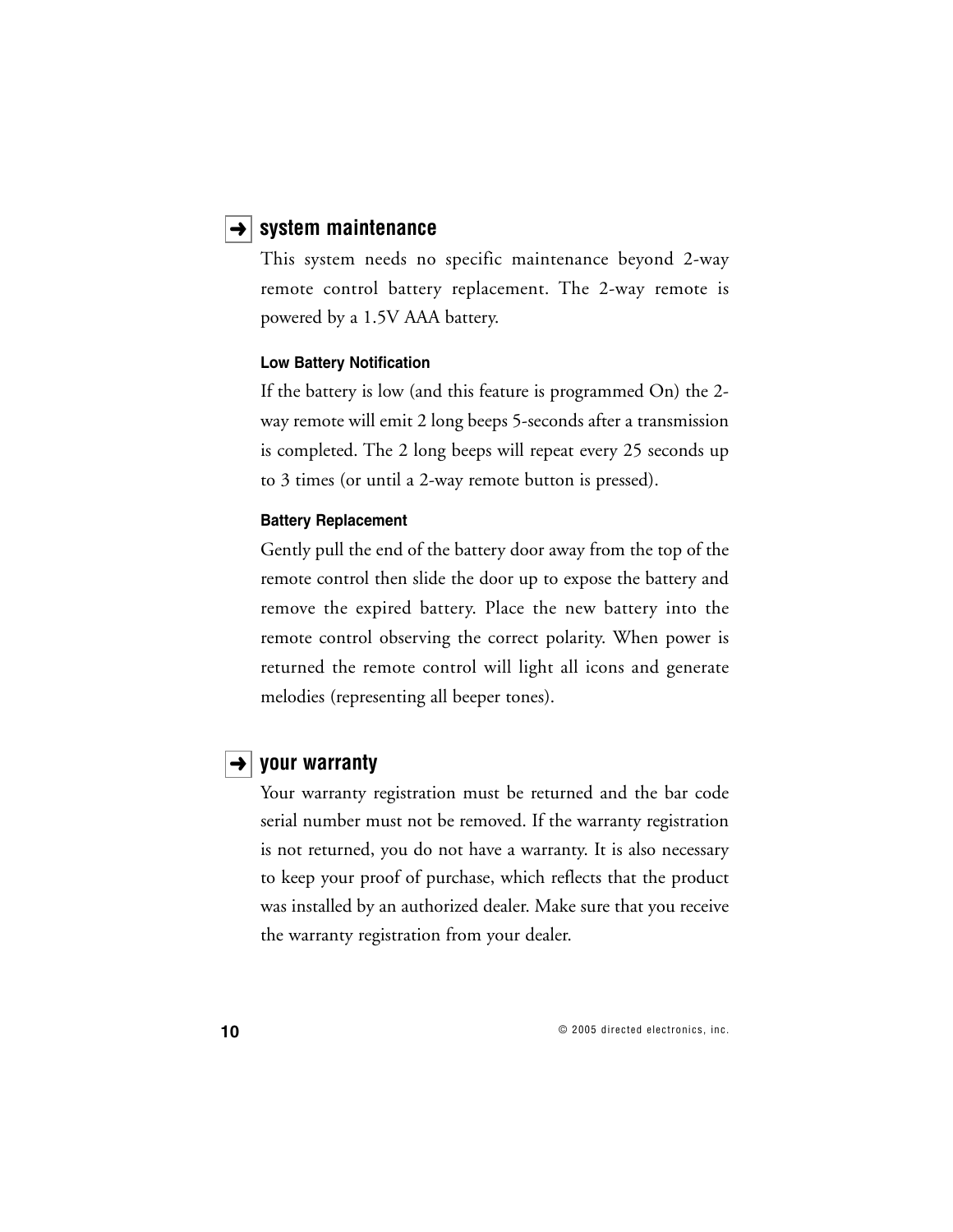## ➜ system maintenance

This system needs no specific maintenance beyond 2-way remote control battery replacement. The 2-way remote is powered by a 1.5V AAA battery.

### Low Battery Notification

If the battery is low (and this feature is programmed On) the 2-way remote will emit 2 long beeps 5-seconds after a transmission is completed. The 2 long beeps will repeat every 25 seconds up to 3 times (or until a 2-way remote button is pressed).

### Battery Replacement

Gently pull the end of the battery door away from the top of the remote control then slide the door up to expose the battery and remove the expired battery. Place the new battery into the remote control observing the correct polarity. When power is returned the remote control will light all icons and generate melodies (representing all beeper tones).

## ➜ your warranty

Your warranty registration must be returned and the bar code serial number must not be removed. If the warranty registration is not returned, you do not have a warranty. It is also necessary to keep your proof of purchase, which reflects that the product was installed by an authorized dealer. Make sure that you receive the warranty registration from your dealer.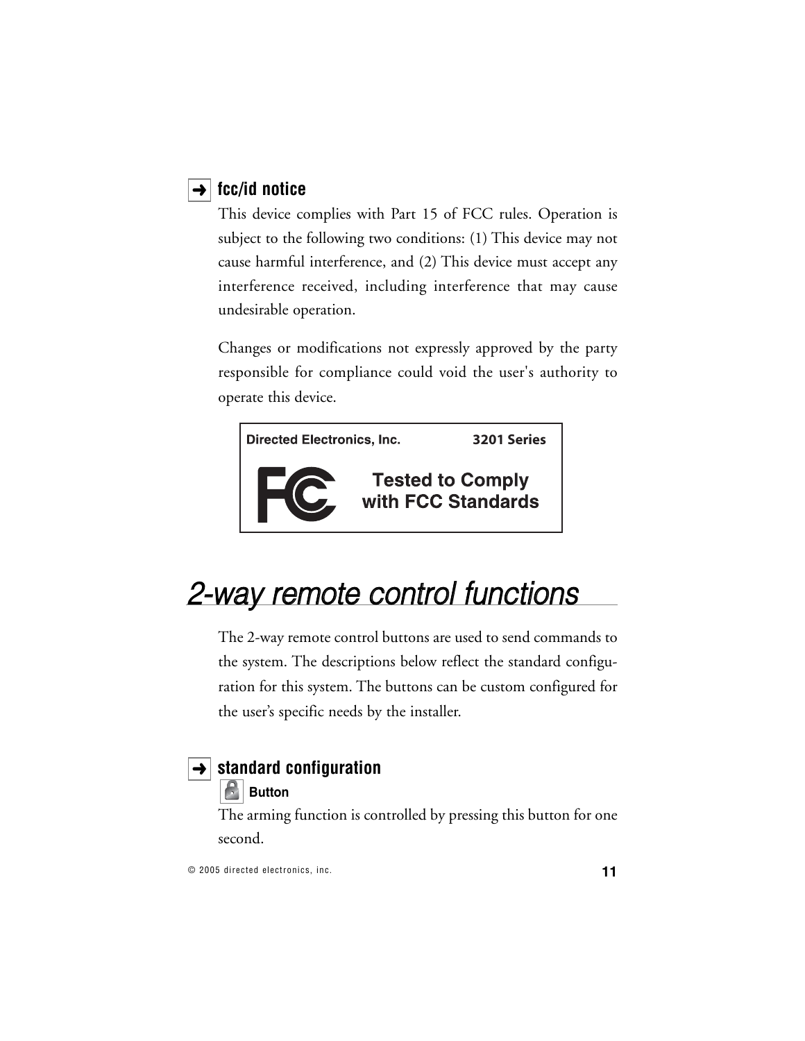### fcc/id notice

This device complies with Part 15 of FCC rules. Operation is subject to the following two conditions: (1) This device may not cause harmful interference, and (2) This device must accept any interference received, including interference that may cause undesirable operation.

Changes or modifications not expressly approved by the party responsible for compliance could void the user's authority to operate this device.

**Directed Electronics, Inc.** **3201 Series**

**Tested to Comply with FCC Standards**

## 2-way remote control functions

The 2-way remote control buttons are used to send commands to the system. The descriptions below reflect the standard configuration for this system. The buttons can be custom configured for the user's specific needs by the installer.

### standard configuration

**Button**

The arming function is controlled by pressing this button for one second.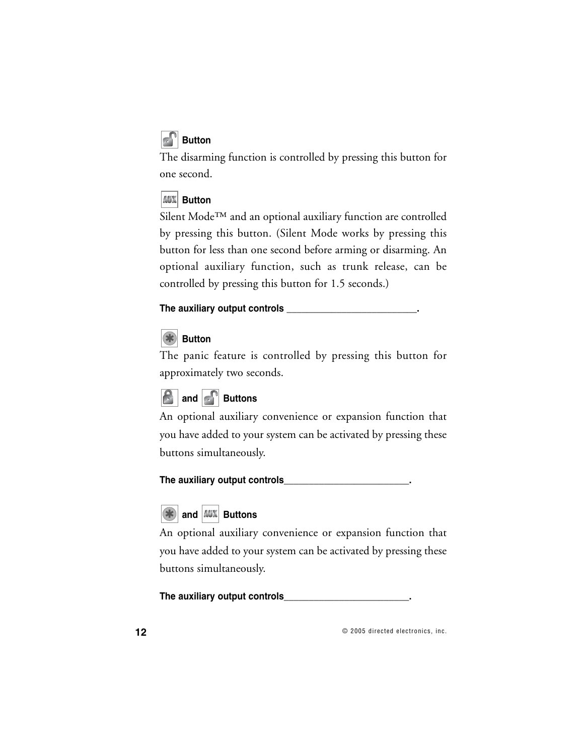### Button

The disarming function is controlled by pressing this button for one second.

### AUX Button

Silent Mode™ and an optional auxiliary function are controlled by pressing this button. (Silent Mode works by pressing this button for less than one second before arming or disarming. An optional auxiliary function, such as trunk release, can be controlled by pressing this button for 1.5 seconds.)

**The auxiliary output controls ________________________.**

### Button

The panic feature is controlled by pressing this button for approximately two seconds.

### and Buttons

An optional auxiliary convenience or expansion function that you have added to your system can be activated by pressing these buttons simultaneously.

**The auxiliary output controls________________________.**

### and AUX Buttons

An optional auxiliary convenience or expansion function that you have added to your system can be activated by pressing these buttons simultaneously.

**The auxiliary output controls________________________.**

© 2005 directed electronics, inc.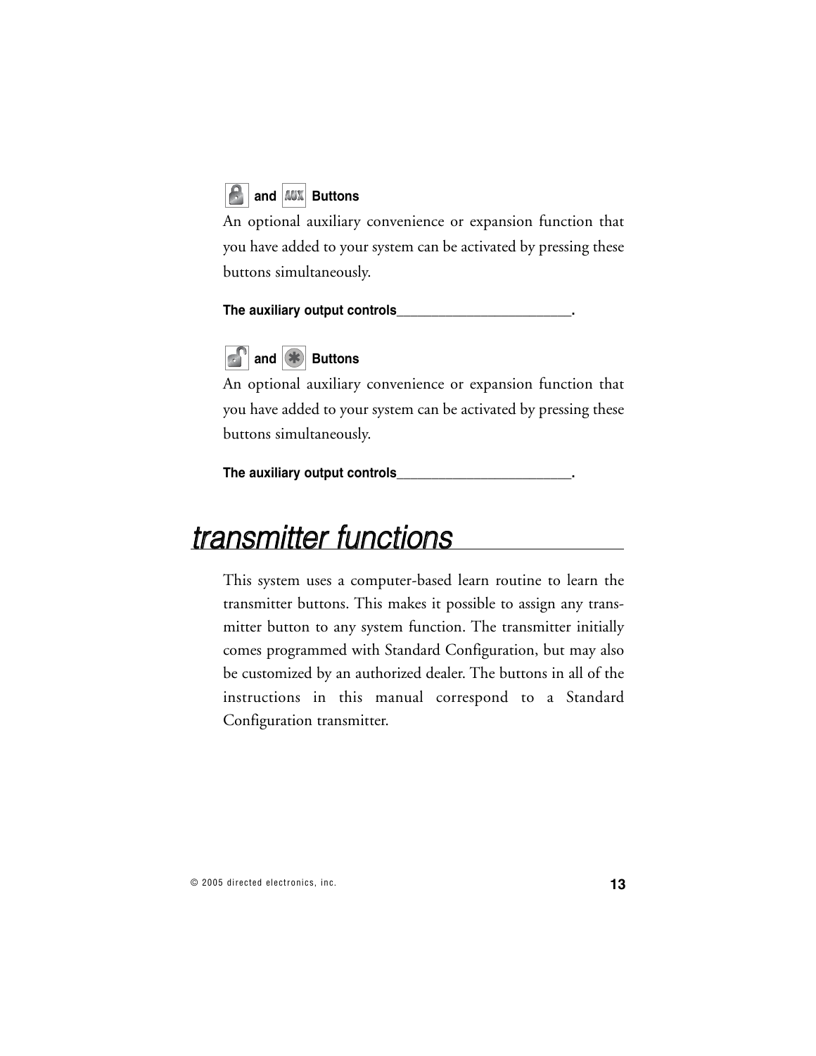### 🔒 and AUX Buttons

An optional auxiliary convenience or expansion function that you have added to your system can be activated by pressing these buttons simultaneously.

**The auxiliary output controls________________________.**

### 🔓 and ✱ Buttons

An optional auxiliary convenience or expansion function that you have added to your system can be activated by pressing these buttons simultaneously.

**The auxiliary output controls________________________.**

# *transmitter functions*

This system uses a computer-based learn routine to learn the transmitter buttons. This makes it possible to assign any transmitter button to any system function. The transmitter initially comes programmed with Standard Configuration, but may also be customized by an authorized dealer. The buttons in all of the instructions in this manual correspond to a Standard Configuration transmitter.

© 2005 directed electronics, inc.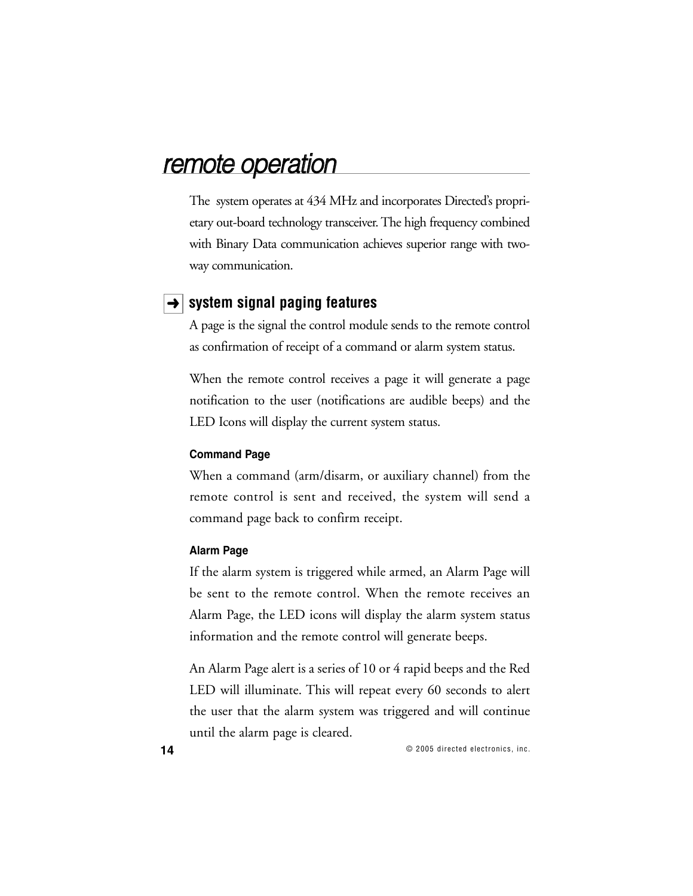# remote operation

The  system operates at 434 MHz and incorporates Directed's proprietary out-board technology transceiver. The high frequency combined with Binary Data communication achieves superior range with two-way communication.

## ➜ system signal paging features

A page is the signal the control module sends to the remote control as confirmation of receipt of a command or alarm system status.

When the remote control receives a page it will generate a page notification to the user (notifications are audible beeps) and the LED Icons will display the current system status.

### Command Page

When a command (arm/disarm, or auxiliary channel) from the remote control is sent and received, the system will send a command page back to confirm receipt.

### Alarm Page

If the alarm system is triggered while armed, an Alarm Page will be sent to the remote control. When the remote receives an Alarm Page, the LED icons will display the alarm system status information and the remote control will generate beeps.

An Alarm Page alert is a series of 10 or 4 rapid beeps and the Red LED will illuminate. This will repeat every 60 seconds to alert the user that the alarm system was triggered and will continue until the alarm page is cleared.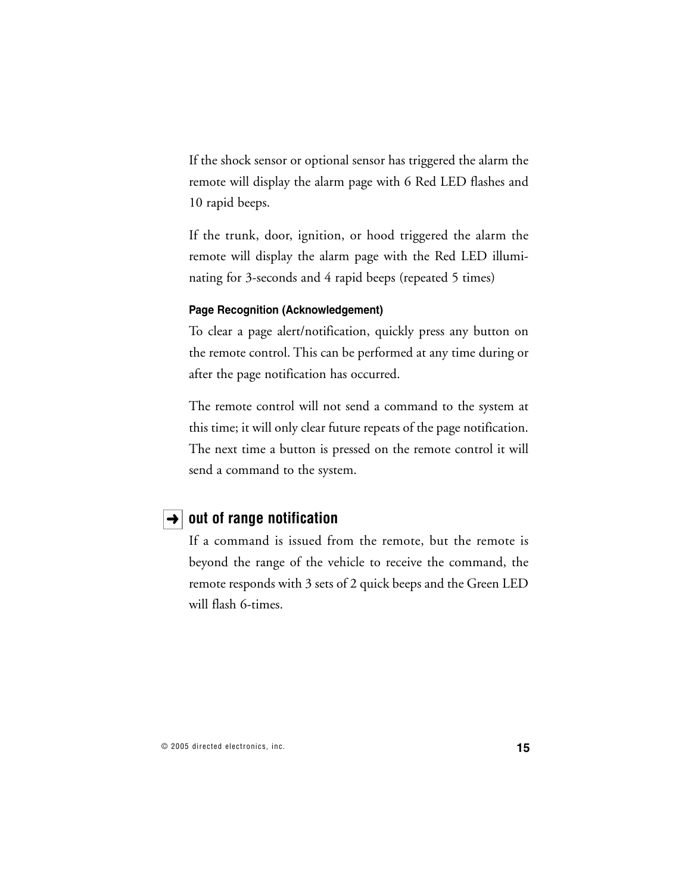If the shock sensor or optional sensor has triggered the alarm the remote will display the alarm page with 6 Red LED flashes and 10 rapid beeps.

If the trunk, door, ignition, or hood triggered the alarm the remote will display the alarm page with the Red LED illuminating for 3-seconds and 4 rapid beeps (repeated 5 times)

#### Page Recognition (Acknowledgement)

To clear a page alert/notification, quickly press any button on the remote control. This can be performed at any time during or after the page notification has occurred.

The remote control will not send a command to the system at this time; it will only clear future repeats of the page notification. The next time a button is pressed on the remote control it will send a command to the system.

### ➜ out of range notification

If a command is issued from the remote, but the remote is beyond the range of the vehicle to receive the command, the remote responds with 3 sets of 2 quick beeps and the Green LED will flash 6-times.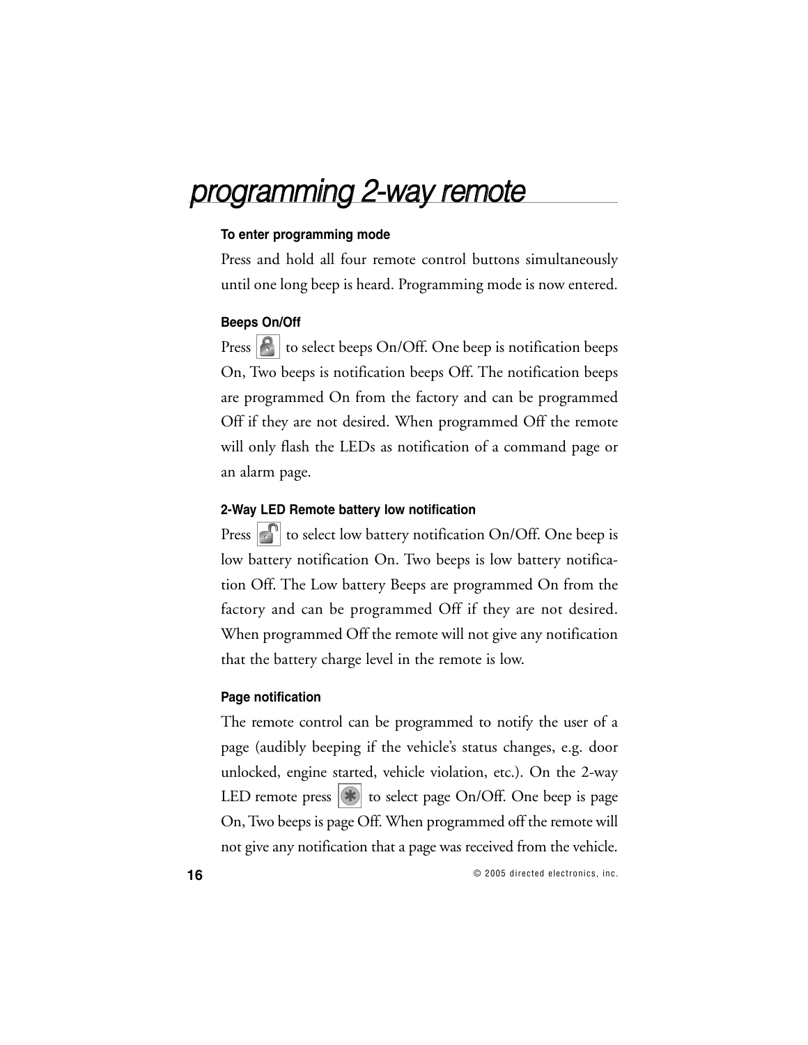# programming 2-way remote

### To enter programming mode

Press and hold all four remote control buttons simultaneously until one long beep is heard. Programming mode is now entered.

### Beeps On/Off

Press [lock] to select beeps On/Off. One beep is notification beeps On, Two beeps is notification beeps Off. The notification beeps are programmed On from the factory and can be programmed Off if they are not desired. When programmed Off the remote will only flash the LEDs as notification of a command page or an alarm page.

### 2-Way LED Remote battery low notification

Press [unlock] to select low battery notification On/Off. One beep is low battery notification On. Two beeps is low battery notification Off. The Low battery Beeps are programmed On from the factory and can be programmed Off if they are not desired. When programmed Off the remote will not give any notification that the battery charge level in the remote is low.

### Page notification

The remote control can be programmed to notify the user of a page (audibly beeping if the vehicle's status changes, e.g. door unlocked, engine started, vehicle violation, etc.). On the 2-way LED remote press [*] to select page On/Off. One beep is page On, Two beeps is page Off. When programmed off the remote will not give any notification that a page was received from the vehicle.

© 2005 directed electronics, inc.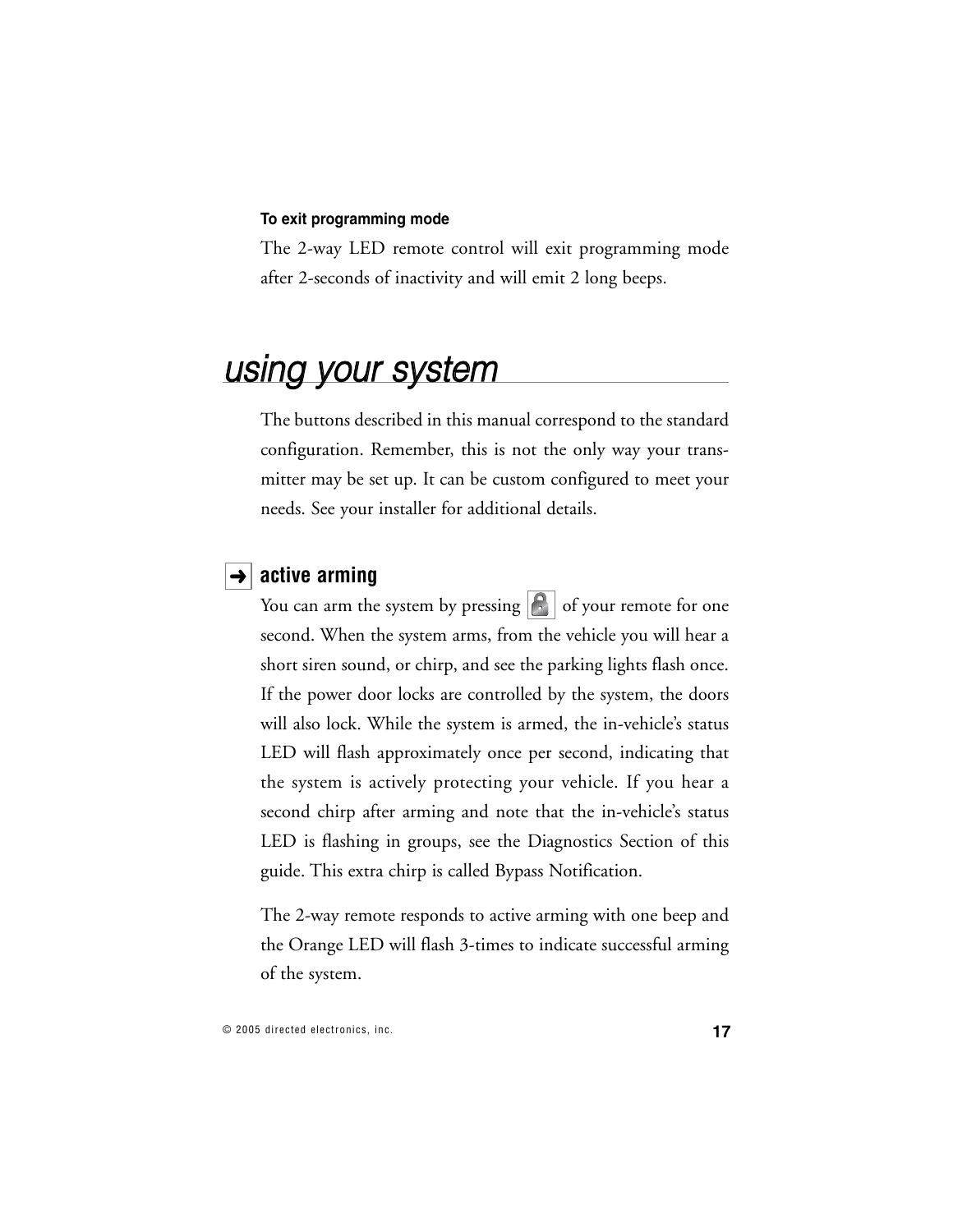#### To exit programming mode

The 2-way LED remote control will exit programming mode after 2-seconds of inactivity and will emit 2 long beeps.

## using your system

The buttons described in this manual correspond to the standard configuration. Remember, this is not the only way your transmitter may be set up. It can be custom configured to meet your needs. See your installer for additional details.

### ➜ active arming

You can arm the system by pressing (lock button) of your remote for one second. When the system arms, from the vehicle you will hear a short siren sound, or chirp, and see the parking lights flash once. If the power door locks are controlled by the system, the doors will also lock. While the system is armed, the in-vehicle's status LED will flash approximately once per second, indicating that the system is actively protecting your vehicle. If you hear a second chirp after arming and note that the in-vehicle's status LED is flashing in groups, see the Diagnostics Section of this guide. This extra chirp is called Bypass Notification.

The 2-way remote responds to active arming with one beep and the Orange LED will flash 3-times to indicate successful arming of the system.

© 2005 directed electronics, inc.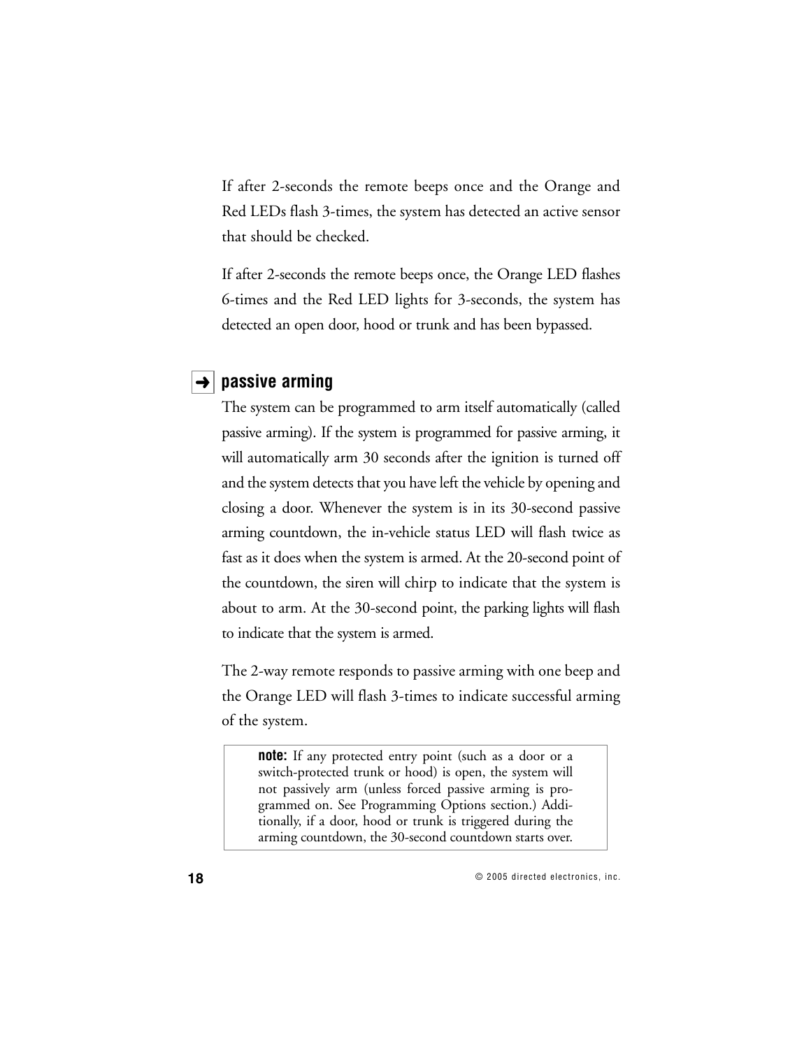If after 2-seconds the remote beeps once and the Orange and Red LEDs flash 3-times, the system has detected an active sensor that should be checked.

If after 2-seconds the remote beeps once, the Orange LED flashes 6-times and the Red LED lights for 3-seconds, the system has detected an open door, hood or trunk and has been bypassed.

## ➜ passive arming

The system can be programmed to arm itself automatically (called passive arming). If the system is programmed for passive arming, it will automatically arm 30 seconds after the ignition is turned off and the system detects that you have left the vehicle by opening and closing a door. Whenever the system is in its 30-second passive arming countdown, the in-vehicle status LED will flash twice as fast as it does when the system is armed. At the 20-second point of the countdown, the siren will chirp to indicate that the system is about to arm. At the 30-second point, the parking lights will flash to indicate that the system is armed.

The 2-way remote responds to passive arming with one beep and the Orange LED will flash 3-times to indicate successful arming of the system.

> **note:** If any protected entry point (such as a door or a switch-protected trunk or hood) is open, the system will not passively arm (unless forced passive arming is programmed on. See Programming Options section.) Additionally, if a door, hood or trunk is triggered during the arming countdown, the 30-second countdown starts over.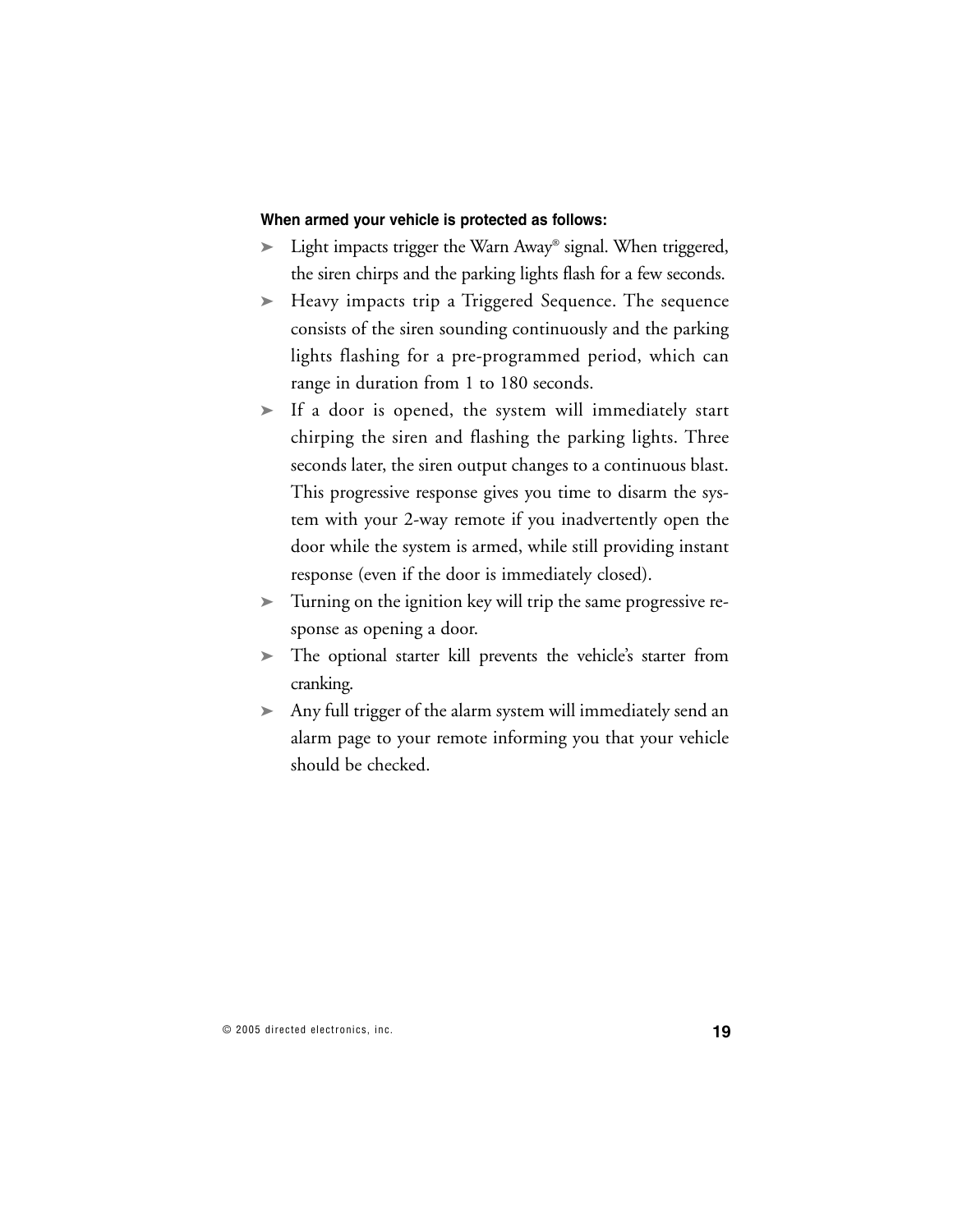**When armed your vehicle is protected as follows:**

- Light impacts trigger the Warn Away® signal. When triggered, the siren chirps and the parking lights flash for a few seconds.
- Heavy impacts trip a Triggered Sequence. The sequence consists of the siren sounding continuously and the parking lights flashing for a pre-programmed period, which can range in duration from 1 to 180 seconds.
- If a door is opened, the system will immediately start chirping the siren and flashing the parking lights. Three seconds later, the siren output changes to a continuous blast. This progressive response gives you time to disarm the system with your 2-way remote if you inadvertently open the door while the system is armed, while still providing instant response (even if the door is immediately closed).
- Turning on the ignition key will trip the same progressive response as opening a door.
- The optional starter kill prevents the vehicle's starter from cranking.
- Any full trigger of the alarm system will immediately send an alarm page to your remote informing you that your vehicle should be checked.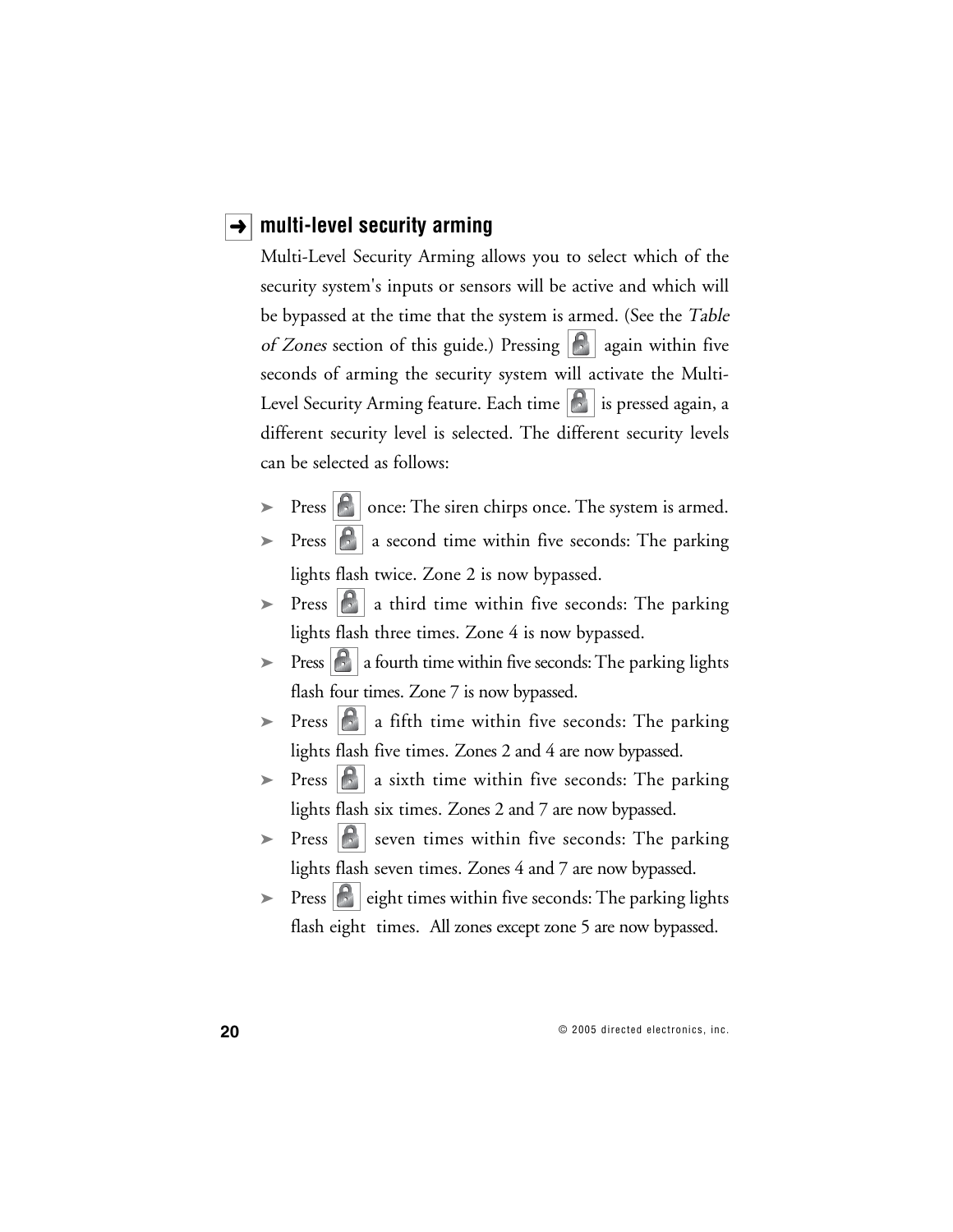## multi-level security arming

Multi-Level Security Arming allows you to select which of the security system's inputs or sensors will be active and which will be bypassed at the time that the system is armed. (See the *Table of Zones* section of this guide.) Pressing 🔒 again within five seconds of arming the security system will activate the Multi-Level Security Arming feature. Each time 🔒 is pressed again, a different security level is selected. The different security levels can be selected as follows:

- Press 🔒 once: The siren chirps once. The system is armed.
- Press 🔒 a second time within five seconds: The parking lights flash twice. Zone 2 is now bypassed.
- Press 🔒 a third time within five seconds: The parking lights flash three times. Zone 4 is now bypassed.
- Press 🔒 a fourth time within five seconds: The parking lights flash four times. Zone 7 is now bypassed.
- Press 🔒 a fifth time within five seconds: The parking lights flash five times. Zones 2 and 4 are now bypassed.
- Press 🔒 a sixth time within five seconds: The parking lights flash six times. Zones 2 and 7 are now bypassed.
- Press 🔒 seven times within five seconds: The parking lights flash seven times. Zones 4 and 7 are now bypassed.
- Press 🔒 eight times within five seconds: The parking lights flash eight times. All zones except zone 5 are now bypassed.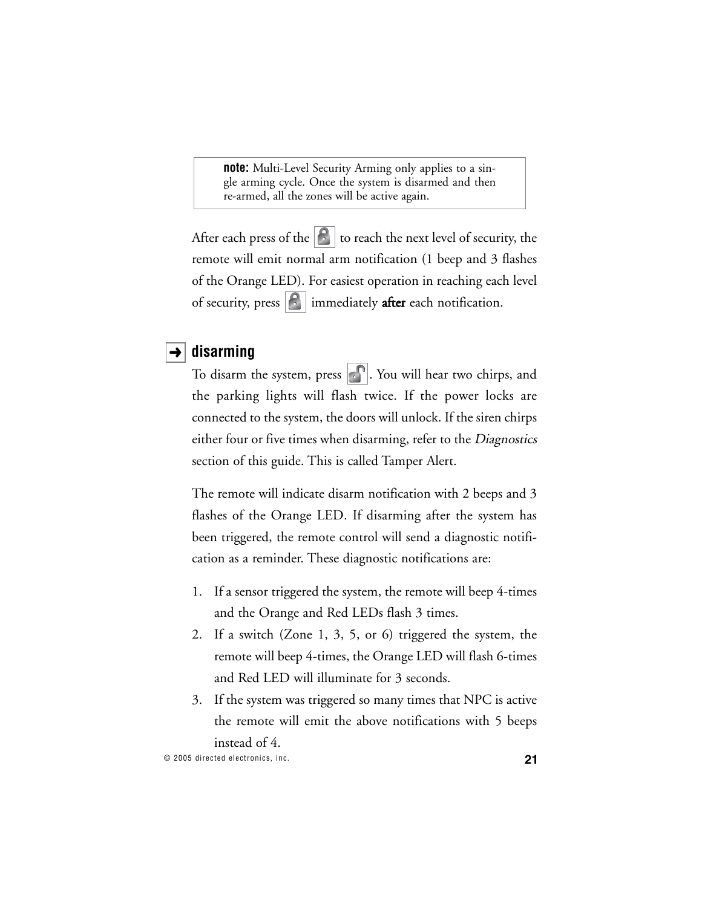> **note:** Multi-Level Security Arming only applies to a single arming cycle. Once the system is disarmed and then re-armed, all the zones will be active again.

After each press of the 🔒 to reach the next level of security, the remote will emit normal arm notification (1 beep and 3 flashes of the Orange LED). For easiest operation in reaching each level of security, press 🔒 immediately **after** each notification.

## ➜ disarming

To disarm the system, press 🔓. You will hear two chirps, and the parking lights will flash twice. If the power locks are connected to the system, the doors will unlock. If the siren chirps either four or five times when disarming, refer to the *Diagnostics* section of this guide. This is called Tamper Alert.

The remote will indicate disarm notification with 2 beeps and 3 flashes of the Orange LED. If disarming after the system has been triggered, the remote control will send a diagnostic notification as a reminder. These diagnostic notifications are:

1. If a sensor triggered the system, the remote will beep 4-times and the Orange and Red LEDs flash 3 times.
2. If a switch (Zone 1, 3, 5, or 6) triggered the system, the remote will beep 4-times, the Orange LED will flash 6-times and Red LED will illuminate for 3 seconds.
3. If the system was triggered so many times that NPC is active the remote will emit the above notifications with 5 beeps instead of 4.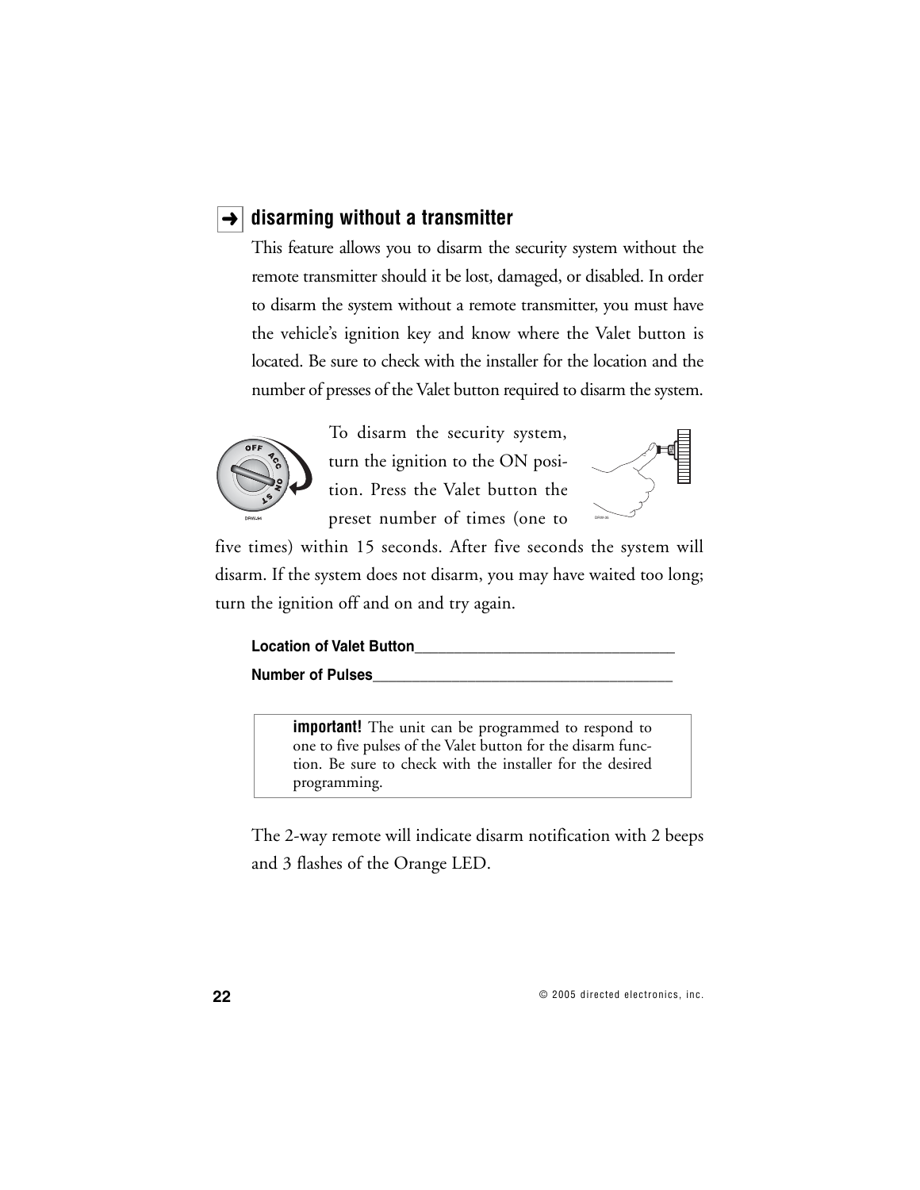## ➜ disarming without a transmitter

This feature allows you to disarm the security system without the remote transmitter should it be lost, damaged, or disabled. In order to disarm the system without a remote transmitter, you must have the vehicle's ignition key and know where the Valet button is located. Be sure to check with the installer for the location and the number of presses of the Valet button required to disarm the system.

To disarm the security system, turn the ignition to the ON position. Press the Valet button the preset number of times (one to five times) within 15 seconds. After five seconds the system will disarm. If the system does not disarm, you may have waited too long; turn the ignition off and on and try again.

**Location of Valet Button**_________________________________

**Number of Pulses**______________________________________

> **important!** The unit can be programmed to respond to one to five pulses of the Valet button for the disarm function. Be sure to check with the installer for the desired programming.

The 2-way remote will indicate disarm notification with 2 beeps and 3 flashes of the Orange LED.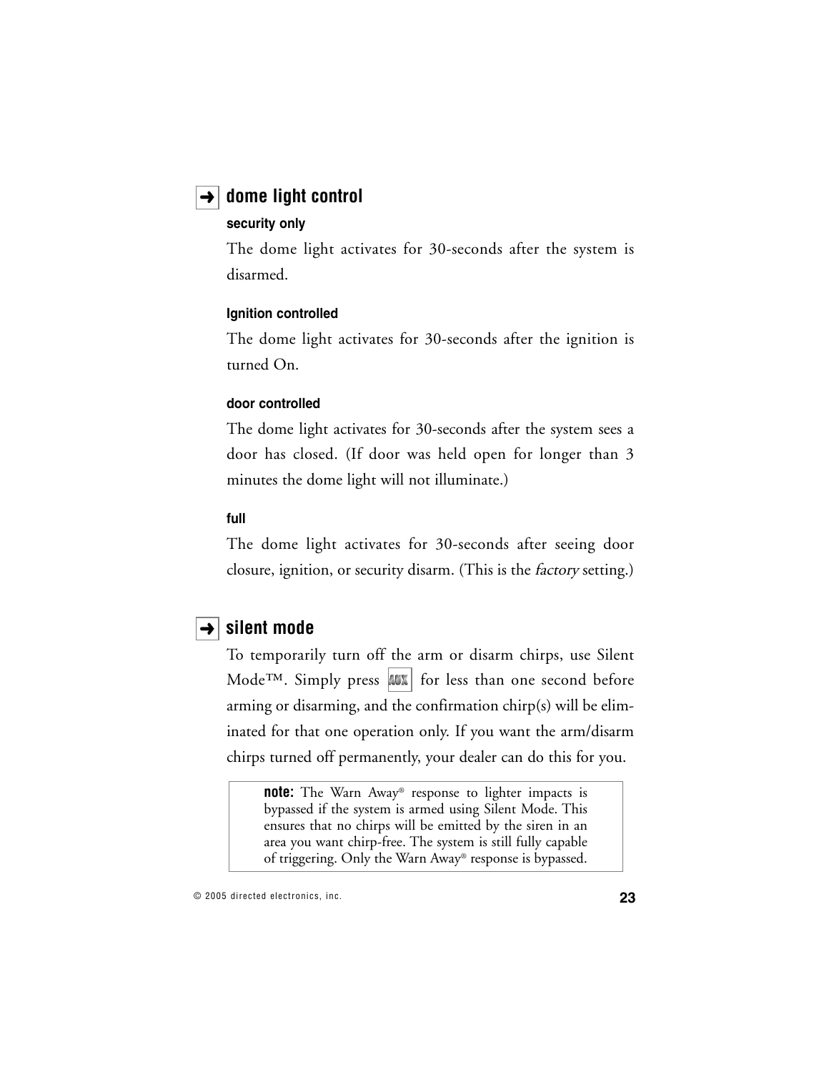## ➜ dome light control

### security only

The dome light activates for 30-seconds after the system is disarmed.

### Ignition controlled

The dome light activates for 30-seconds after the ignition is turned On.

### door controlled

The dome light activates for 30-seconds after the system sees a door has closed. (If door was held open for longer than 3 minutes the dome light will not illuminate.)

### full

The dome light activates for 30-seconds after seeing door closure, ignition, or security disarm. (This is the *factory* setting.)

## ➜ silent mode

To temporarily turn off the arm or disarm chirps, use Silent Mode™. Simply press AUX for less than one second before arming or disarming, and the confirmation chirp(s) will be eliminated for that one operation only. If you want the arm/disarm chirps turned off permanently, your dealer can do this for you.

> **note:** The Warn Away® response to lighter impacts is bypassed if the system is armed using Silent Mode. This ensures that no chirps will be emitted by the siren in an area you want chirp-free. The system is still fully capable of triggering. Only the Warn Away® response is bypassed.

© 2005 directed electronics, inc.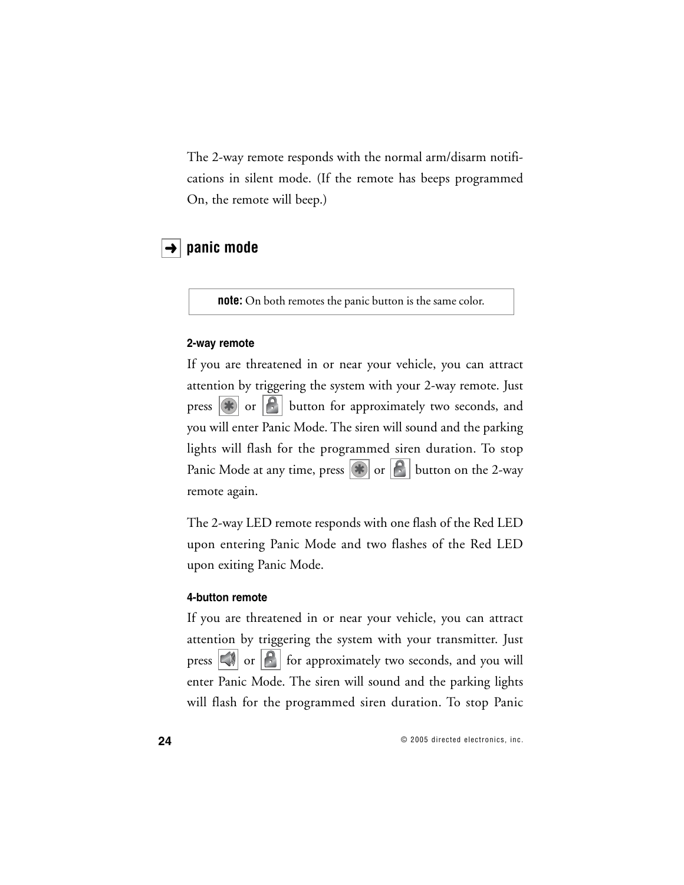The 2-way remote responds with the normal arm/disarm notifications in silent mode. (If the remote has beeps programmed On, the remote will beep.)

## ➜ panic mode

> **note:** On both remotes the panic button is the same color.

### 2-way remote

If you are threatened in or near your vehicle, you can attract attention by triggering the system with your 2-way remote. Just press [✱] or [lock] button for approximately two seconds, and you will enter Panic Mode. The siren will sound and the parking lights will flash for the programmed siren duration. To stop Panic Mode at any time, press [✱] or [lock] button on the 2-way remote again.

The 2-way LED remote responds with one flash of the Red LED upon entering Panic Mode and two flashes of the Red LED upon exiting Panic Mode.

### 4-button remote

If you are threatened in or near your vehicle, you can attract attention by triggering the system with your transmitter. Just press [speaker] or [lock] for approximately two seconds, and you will enter Panic Mode. The siren will sound and the parking lights will flash for the programmed siren duration. To stop Panic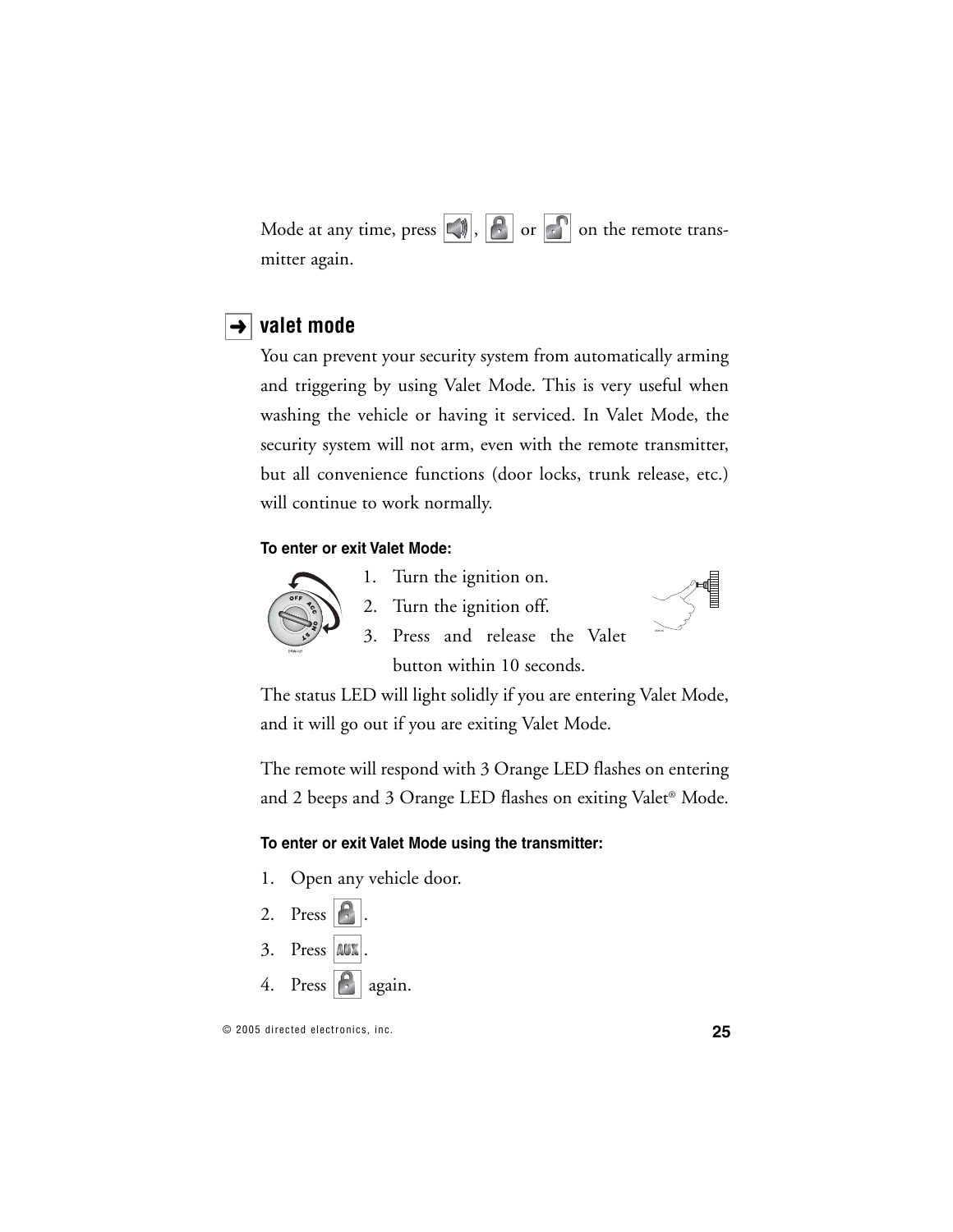Mode at any time, press [siren], [lock] or [unlock] on the remote transmitter again.

## valet mode

You can prevent your security system from automatically arming and triggering by using Valet Mode. This is very useful when washing the vehicle or having it serviced. In Valet Mode, the security system will not arm, even with the remote transmitter, but all convenience functions (door locks, trunk release, etc.) will continue to work normally.

#### To enter or exit Valet Mode:

1. Turn the ignition on.
2. Turn the ignition off.
3. Press and release the Valet button within 10 seconds.

The status LED will light solidly if you are entering Valet Mode, and it will go out if you are exiting Valet Mode.

The remote will respond with 3 Orange LED flashes on entering and 2 beeps and 3 Orange LED flashes on exiting Valet® Mode.

#### To enter or exit Valet Mode using the transmitter:

1. Open any vehicle door.
2. Press [lock].
3. Press [AUX].
4. Press [lock] again.

© 2005 directed electronics, inc.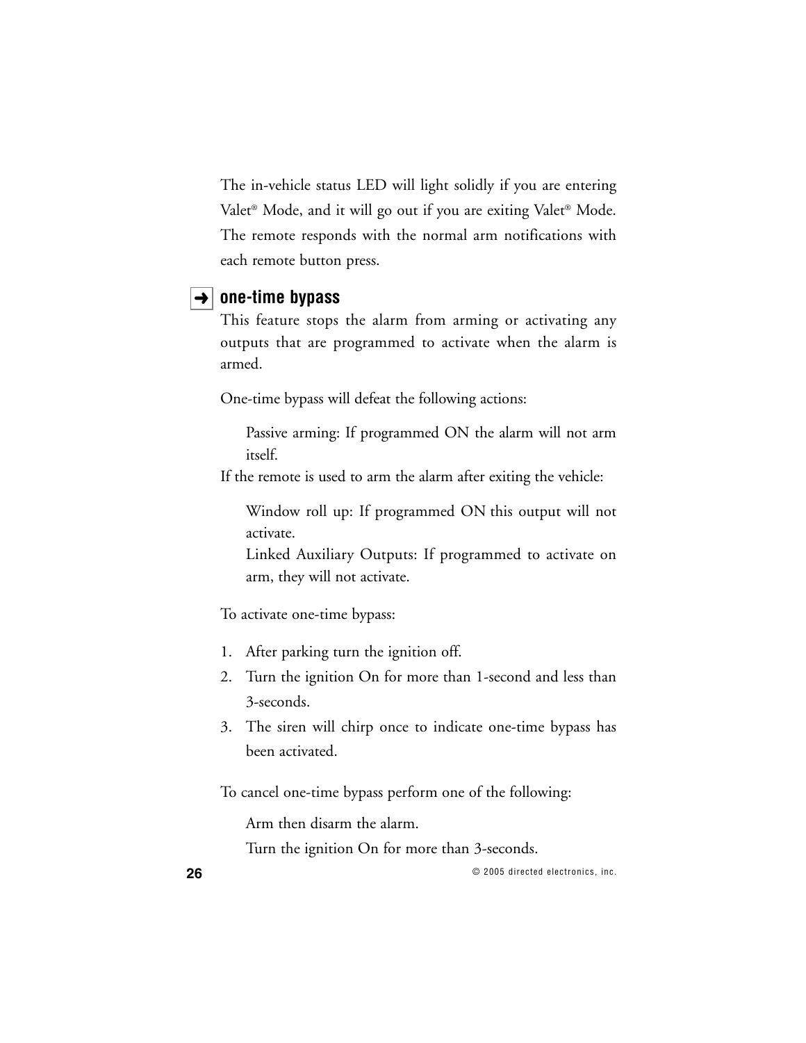The in-vehicle status LED will light solidly if you are entering Valet® Mode, and it will go out if you are exiting Valet® Mode. The remote responds with the normal arm notifications with each remote button press.

## ➜ one-time bypass

This feature stops the alarm from arming or activating any outputs that are programmed to activate when the alarm is armed.

One-time bypass will defeat the following actions:

> Passive arming: If programmed ON the alarm will not arm itself.

If the remote is used to arm the alarm after exiting the vehicle:

> Window roll up: If programmed ON this output will not activate.
>
> Linked Auxiliary Outputs: If programmed to activate on arm, they will not activate.

To activate one-time bypass:

1. After parking turn the ignition off.
2. Turn the ignition On for more than 1-second and less than 3-seconds.
3. The siren will chirp once to indicate one-time bypass has been activated.

To cancel one-time bypass perform one of the following:

> Arm then disarm the alarm.
>
> Turn the ignition On for more than 3-seconds.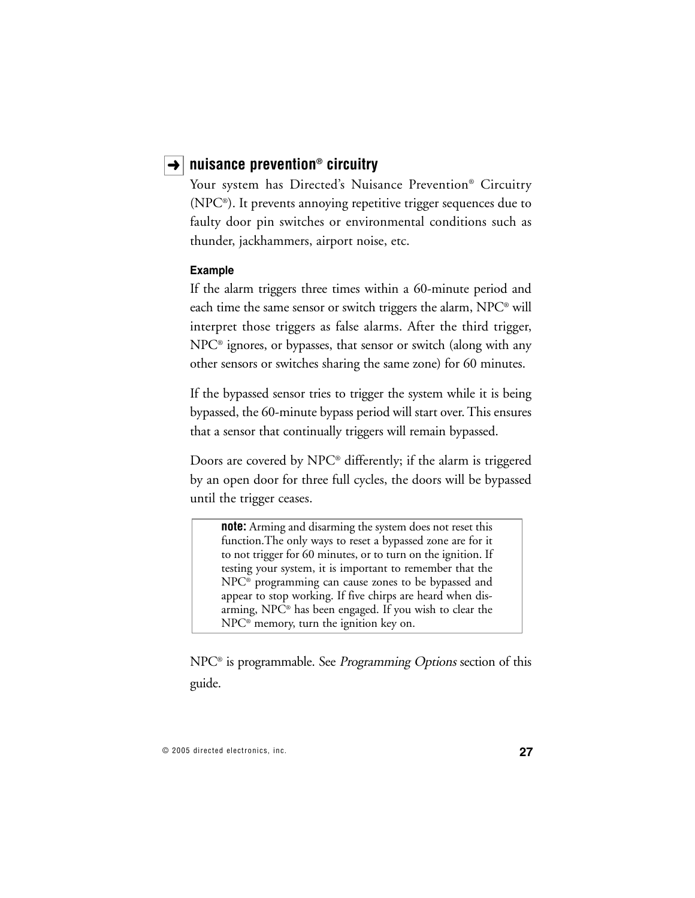## ➜ nuisance prevention® circuitry

Your system has Directed's Nuisance Prevention® Circuitry (NPC®). It prevents annoying repetitive trigger sequences due to faulty door pin switches or environmental conditions such as thunder, jackhammers, airport noise, etc.

**Example**

If the alarm triggers three times within a 60-minute period and each time the same sensor or switch triggers the alarm, NPC® will interpret those triggers as false alarms. After the third trigger, NPC® ignores, or bypasses, that sensor or switch (along with any other sensors or switches sharing the same zone) for 60 minutes.

If the bypassed sensor tries to trigger the system while it is being bypassed, the 60-minute bypass period will start over. This ensures that a sensor that continually triggers will remain bypassed.

Doors are covered by NPC® differently; if the alarm is triggered by an open door for three full cycles, the doors will be bypassed until the trigger ceases.

> **note:** Arming and disarming the system does not reset this function.The only ways to reset a bypassed zone are for it to not trigger for 60 minutes, or to turn on the ignition. If testing your system, it is important to remember that the NPC® programming can cause zones to be bypassed and appear to stop working. If five chirps are heard when disarming, NPC® has been engaged. If you wish to clear the NPC® memory, turn the ignition key on.

NPC® is programmable. See *Programming Options* section of this guide.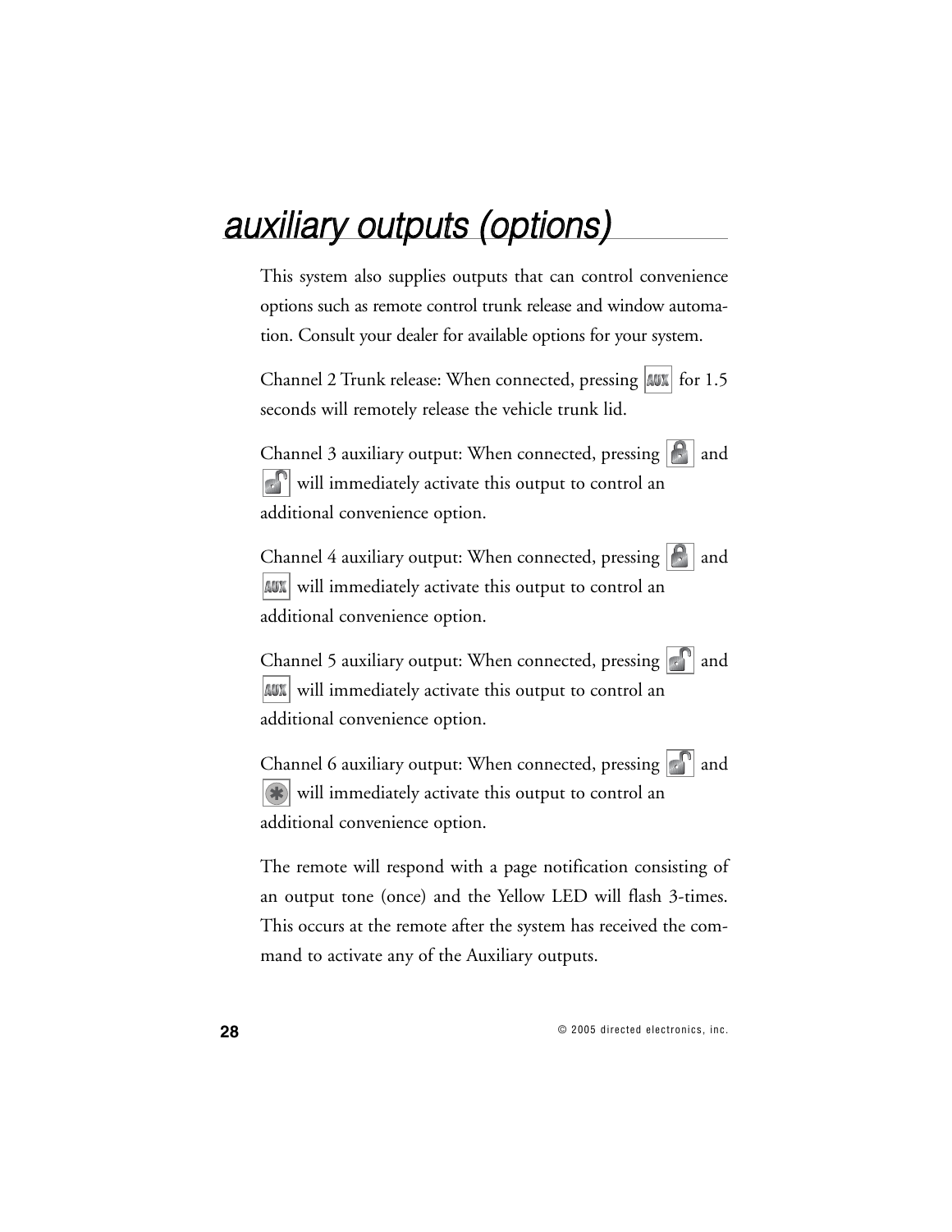# auxiliary outputs (options)

This system also supplies outputs that can control convenience options such as remote control trunk release and window automation. Consult your dealer for available options for your system.

Channel 2 Trunk release: When connected, pressing AUX for 1.5 seconds will remotely release the vehicle trunk lid.

Channel 3 auxiliary output: When connected, pressing [lock] and [unlock] will immediately activate this output to control an additional convenience option.

Channel 4 auxiliary output: When connected, pressing [lock] and AUX will immediately activate this output to control an additional convenience option.

Channel 5 auxiliary output: When connected, pressing [unlock] and AUX will immediately activate this output to control an additional convenience option.

Channel 6 auxiliary output: When connected, pressing [unlock] and [*] will immediately activate this output to control an additional convenience option.

The remote will respond with a page notification consisting of an output tone (once) and the Yellow LED will flash 3-times. This occurs at the remote after the system has received the command to activate any of the Auxiliary outputs.

© 2005 directed electronics, inc.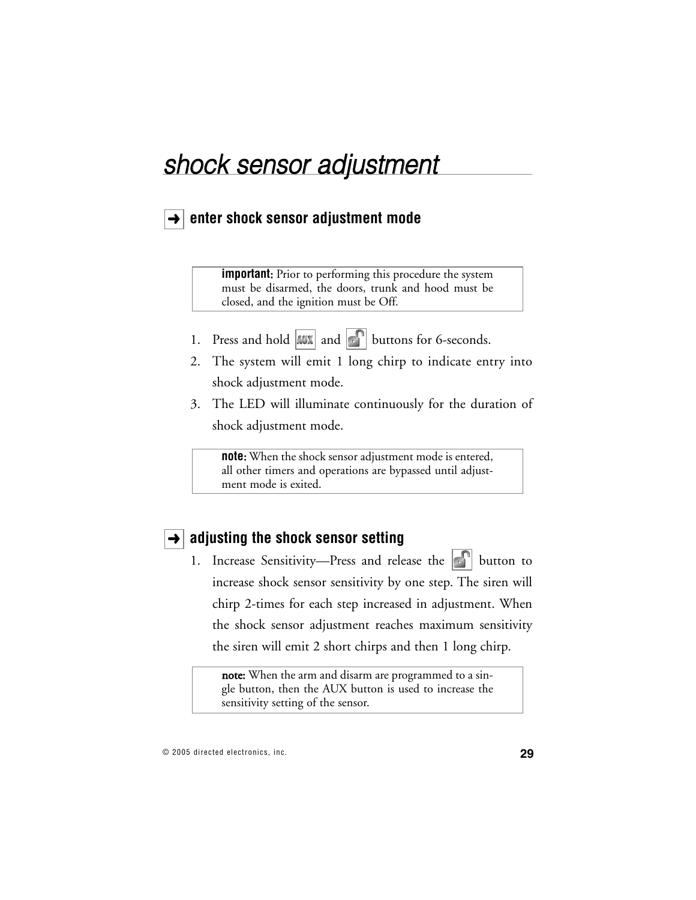# shock sensor adjustment

## ➜ enter shock sensor adjustment mode

> **important:** Prior to performing this procedure the system must be disarmed, the doors, trunk and hood must be closed, and the ignition must be Off.

1. Press and hold AUX and unlock buttons for 6-seconds.
2. The system will emit 1 long chirp to indicate entry into shock adjustment mode.
3. The LED will illuminate continuously for the duration of shock adjustment mode.

> **note:** When the shock sensor adjustment mode is entered, all other timers and operations are bypassed until adjustment mode is exited.

## ➜ adjusting the shock sensor setting

1. Increase Sensitivity—Press and release the unlock button to increase shock sensor sensitivity by one step. The siren will chirp 2-times for each step increased in adjustment. When the shock sensor adjustment reaches maximum sensitivity the siren will emit 2 short chirps and then 1 long chirp.

> **note:** When the arm and disarm are programmed to a single button, then the AUX button is used to increase the sensitivity setting of the sensor.

© 2005 directed electronics, inc.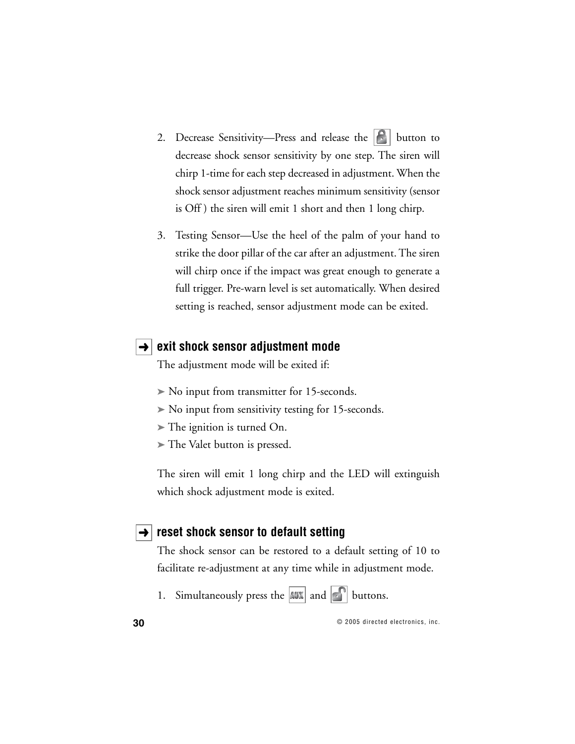2. Decrease Sensitivity—Press and release the [lock] button to decrease shock sensor sensitivity by one step. The siren will chirp 1-time for each step decreased in adjustment. When the shock sensor adjustment reaches minimum sensitivity (sensor is Off ) the siren will emit 1 short and then 1 long chirp.

3. Testing Sensor—Use the heel of the palm of your hand to strike the door pillar of the car after an adjustment. The siren will chirp once if the impact was great enough to generate a full trigger. Pre-warn level is set automatically. When desired setting is reached, sensor adjustment mode can be exited.

## exit shock sensor adjustment mode

The adjustment mode will be exited if:

- No input from transmitter for 15-seconds.
- No input from sensitivity testing for 15-seconds.
- The ignition is turned On.
- The Valet button is pressed.

The siren will emit 1 long chirp and the LED will extinguish which shock adjustment mode is exited.

## reset shock sensor to default setting

The shock sensor can be restored to a default setting of 10 to facilitate re-adjustment at any time while in adjustment mode.

1. Simultaneously press the [AUX] and [unlock] buttons.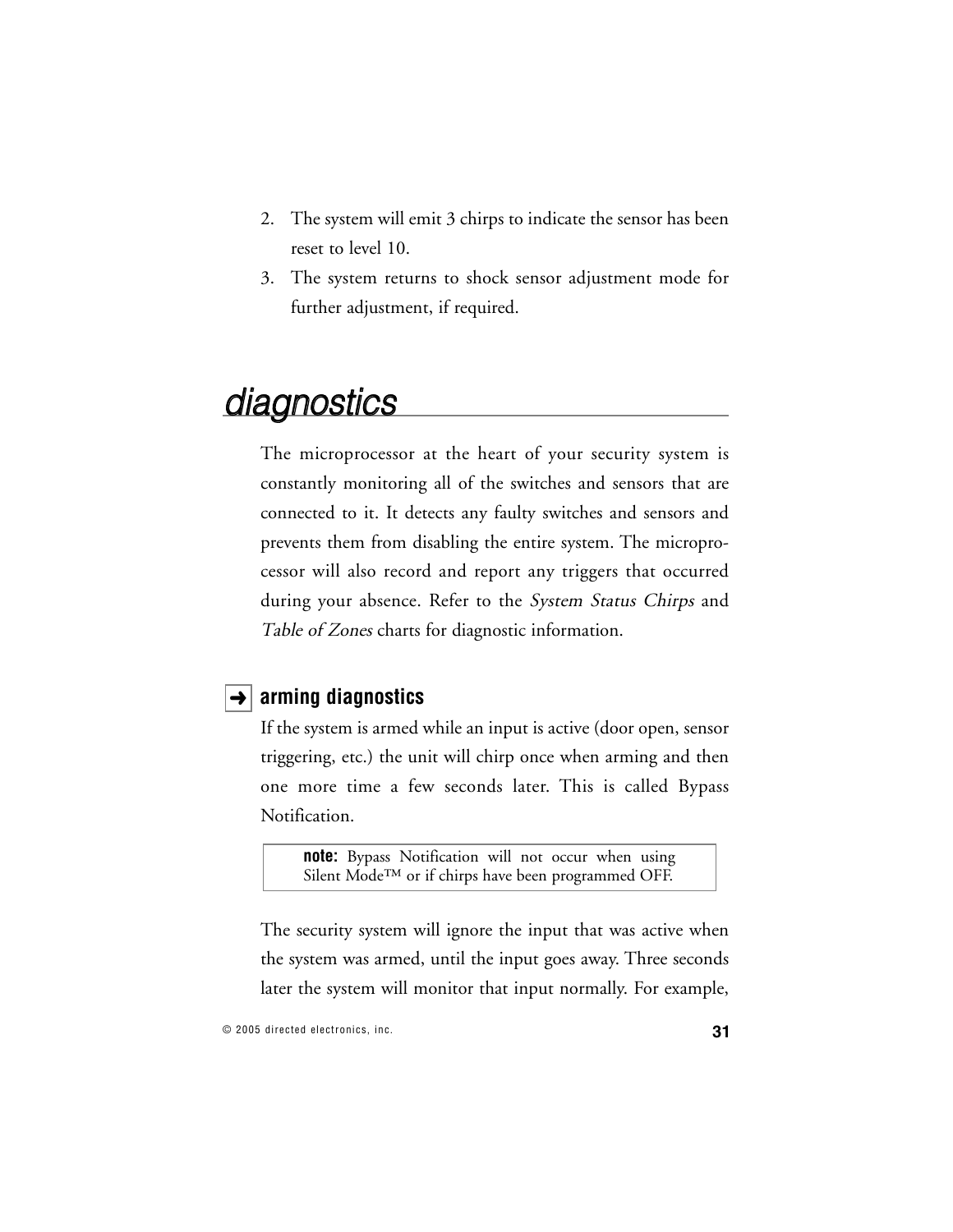2. The system will emit 3 chirps to indicate the sensor has been reset to level 10.
3. The system returns to shock sensor adjustment mode for further adjustment, if required.

# diagnostics

The microprocessor at the heart of your security system is constantly monitoring all of the switches and sensors that are connected to it. It detects any faulty switches and sensors and prevents them from disabling the entire system. The microprocessor will also record and report any triggers that occurred during your absence. Refer to the *System Status Chirps* and *Table of Zones* charts for diagnostic information.

## ➜ arming diagnostics

If the system is armed while an input is active (door open, sensor triggering, etc.) the unit will chirp once when arming and then one more time a few seconds later. This is called Bypass Notification.

> **note:** Bypass Notification will not occur when using Silent Mode™ or if chirps have been programmed OFF.

The security system will ignore the input that was active when the system was armed, until the input goes away. Three seconds later the system will monitor that input normally. For example,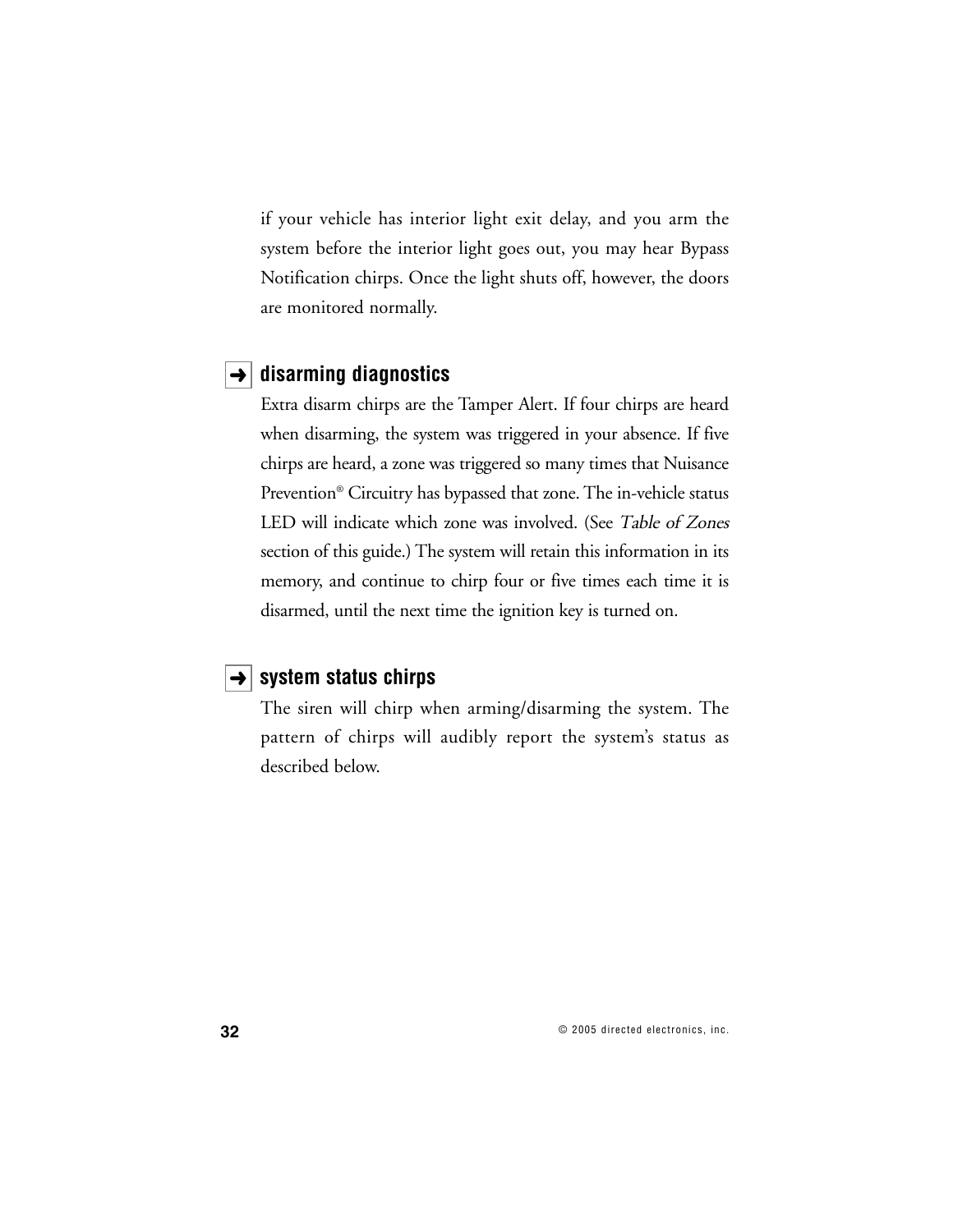if your vehicle has interior light exit delay, and you arm the system before the interior light goes out, you may hear Bypass Notification chirps. Once the light shuts off, however, the doors are monitored normally.

## ➜ disarming diagnostics

Extra disarm chirps are the Tamper Alert. If four chirps are heard when disarming, the system was triggered in your absence. If five chirps are heard, a zone was triggered so many times that Nuisance Prevention® Circuitry has bypassed that zone. The in-vehicle status LED will indicate which zone was involved. (See *Table of Zones* section of this guide.) The system will retain this information in its memory, and continue to chirp four or five times each time it is disarmed, until the next time the ignition key is turned on.

## ➜ system status chirps

The siren will chirp when arming/disarming the system. The pattern of chirps will audibly report the system's status as described below.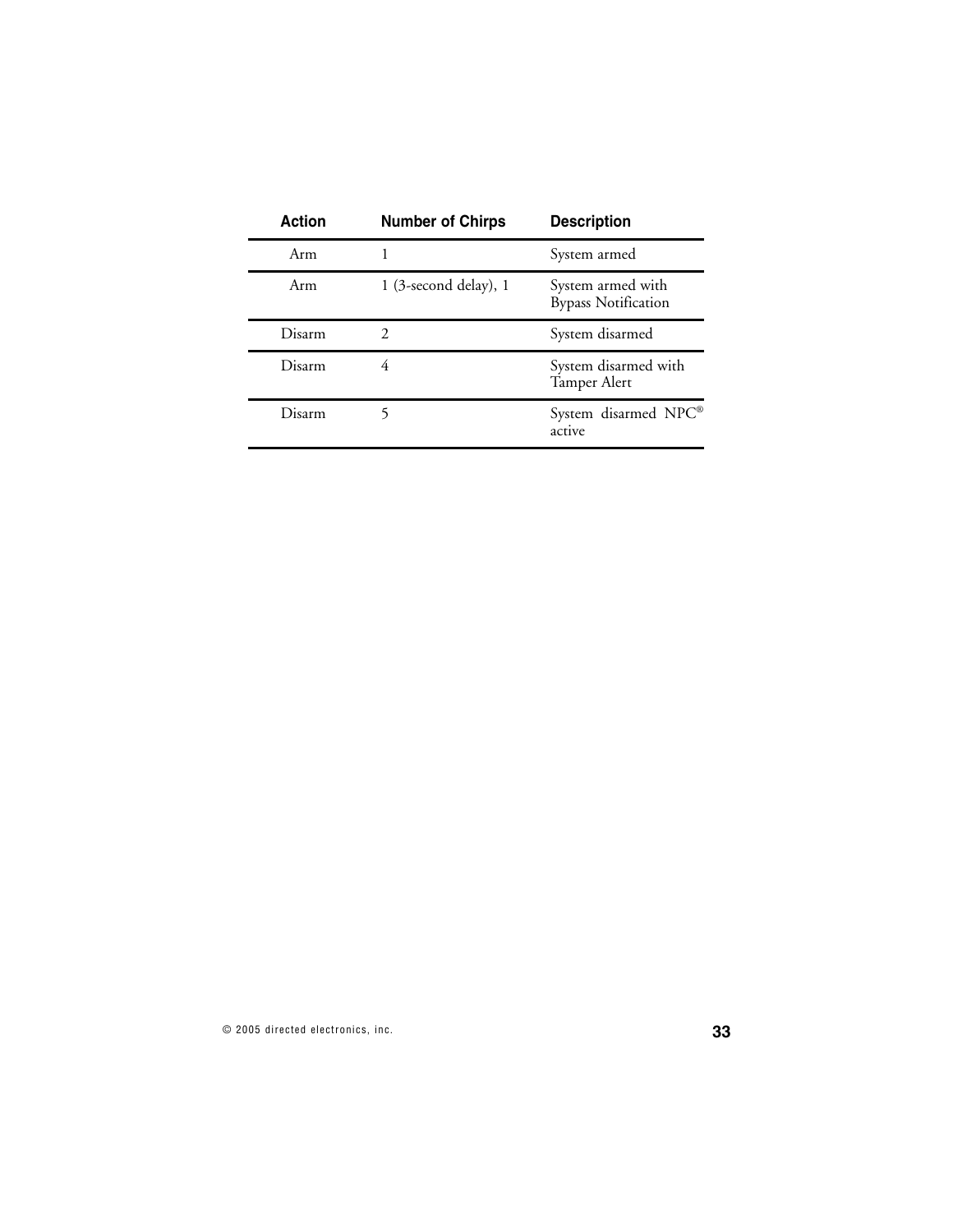| Action | Number of Chirps | Description |
| --- | --- | --- |
| Arm | 1 | System armed |
| Arm | 1 (3-second delay), 1 | System armed with Bypass Notification |
| Disarm | 2 | System disarmed |
| Disarm | 4 | System disarmed with Tamper Alert |
| Disarm | 5 | System disarmed NPC® active |

© 2005 directed electronics, inc.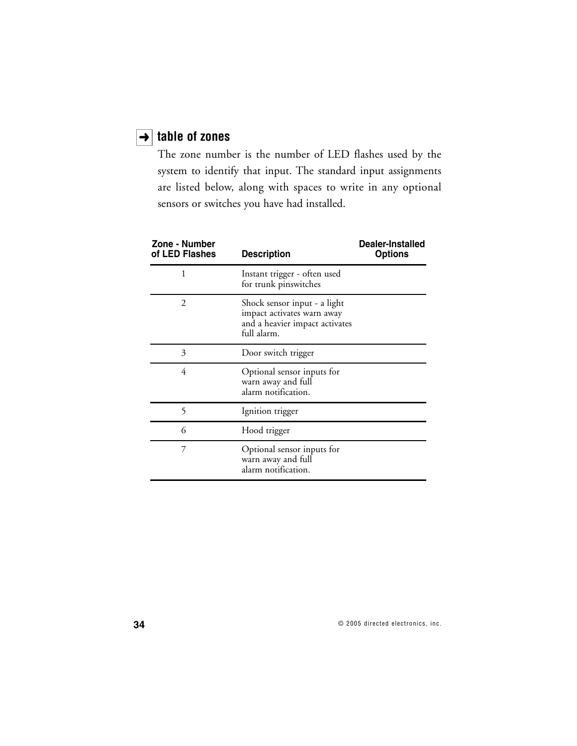## ➜ table of zones

The zone number is the number of LED flashes used by the system to identify that input. The standard input assignments are listed below, along with spaces to write in any optional sensors or switches you have had installed.

| Zone - Number of LED Flashes | Description | Dealer-Installed Options |
|---|---|---|
| 1 | Instant trigger - often used for trunk pinswitches | |
| 2 | Shock sensor input - a light impact activates warn away and a heavier impact activates full alarm. | |
| 3 | Door switch trigger | |
| 4 | Optional sensor inputs for warn away and full alarm notification. | |
| 5 | Ignition trigger | |
| 6 | Hood trigger | |
| 7 | Optional sensor inputs for warn away and full alarm notification. | |

© 2005 directed electronics, inc.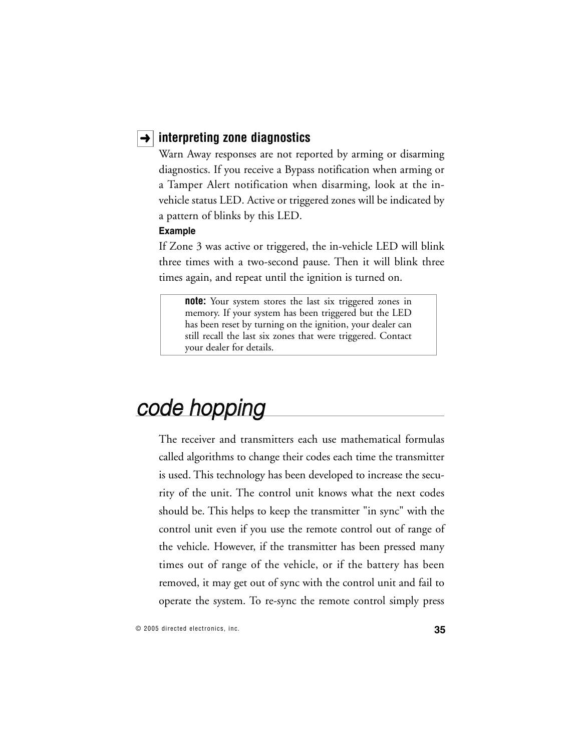### ➜ interpreting zone diagnostics

Warn Away responses are not reported by arming or disarming diagnostics. If you receive a Bypass notification when arming or a Tamper Alert notification when disarming, look at the in-vehicle status LED. Active or triggered zones will be indicated by a pattern of blinks by this LED.

**Example**

If Zone 3 was active or triggered, the in-vehicle LED will blink three times with a two-second pause. Then it will blink three times again, and repeat until the ignition is turned on.

> **note:** Your system stores the last six triggered zones in memory. If your system has been triggered but the LED has been reset by turning on the ignition, your dealer can still recall the last six zones that were triggered. Contact your dealer for details.

## *code hopping*

The receiver and transmitters each use mathematical formulas called algorithms to change their codes each time the transmitter is used. This technology has been developed to increase the security of the unit. The control unit knows what the next codes should be. This helps to keep the transmitter "in sync" with the control unit even if you use the remote control out of range of the vehicle. However, if the transmitter has been pressed many times out of range of the vehicle, or if the battery has been removed, it may get out of sync with the control unit and fail to operate the system. To re-sync the remote control simply press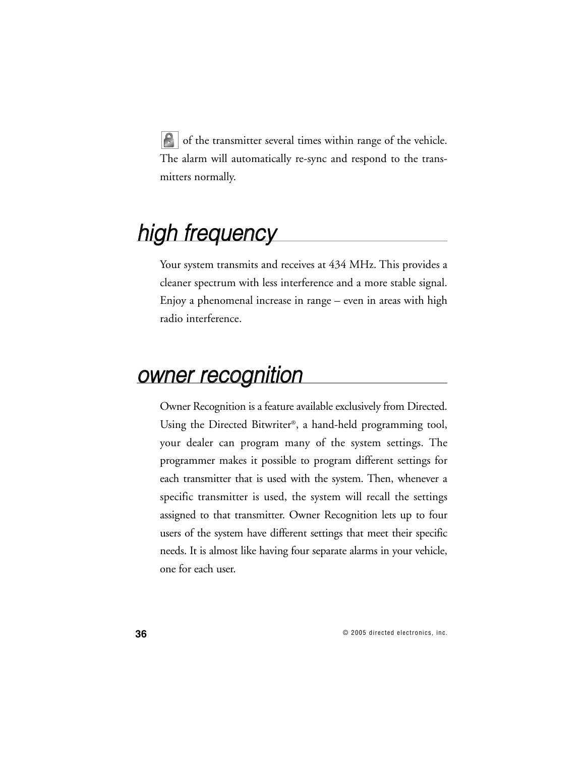of the transmitter several times within range of the vehicle. The alarm will automatically re-sync and respond to the transmitters normally.

## high frequency

Your system transmits and receives at 434 MHz. This provides a cleaner spectrum with less interference and a more stable signal. Enjoy a phenomenal increase in range – even in areas with high radio interference.

## owner recognition

Owner Recognition is a feature available exclusively from Directed. Using the Directed Bitwriter®, a hand-held programming tool, your dealer can program many of the system settings. The programmer makes it possible to program different settings for each transmitter that is used with the system. Then, whenever a specific transmitter is used, the system will recall the settings assigned to that transmitter. Owner Recognition lets up to four users of the system have different settings that meet their specific needs. It is almost like having four separate alarms in your vehicle, one for each user.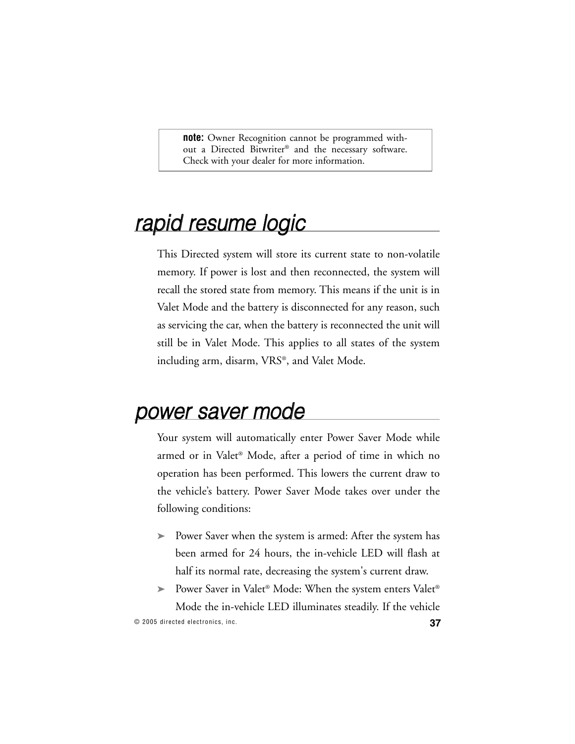> **note:** Owner Recognition cannot be programmed without a Directed Bitwriter® and the necessary software. Check with your dealer for more information.

## *rapid resume logic*

This Directed system will store its current state to non-volatile memory. If power is lost and then reconnected, the system will recall the stored state from memory. This means if the unit is in Valet Mode and the battery is disconnected for any reason, such as servicing the car, when the battery is reconnected the unit will still be in Valet Mode. This applies to all states of the system including arm, disarm, VRS®, and Valet Mode.

## *power saver mode*

Your system will automatically enter Power Saver Mode while armed or in Valet® Mode, after a period of time in which no operation has been performed. This lowers the current draw to the vehicle's battery. Power Saver Mode takes over under the following conditions:

- Power Saver when the system is armed: After the system has been armed for 24 hours, the in-vehicle LED will flash at half its normal rate, decreasing the system's current draw.
- Power Saver in Valet® Mode: When the system enters Valet® Mode the in-vehicle LED illuminates steadily. If the vehicle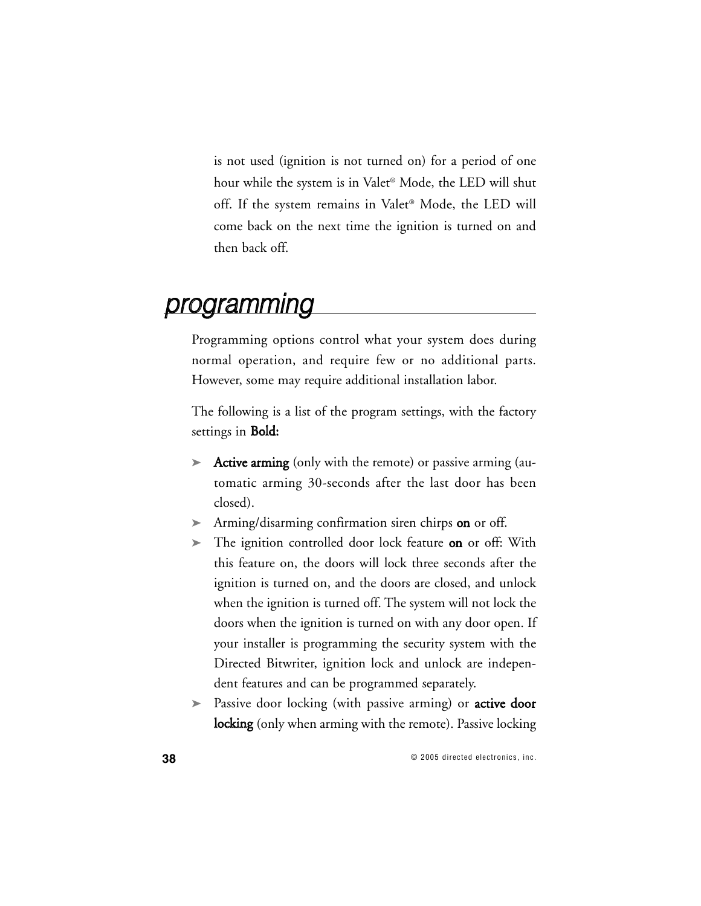is not used (ignition is not turned on) for a period of one hour while the system is in Valet® Mode, the LED will shut off. If the system remains in Valet® Mode, the LED will come back on the next time the ignition is turned on and then back off.

## *programming*

Programming options control what your system does during normal operation, and require few or no additional parts. However, some may require additional installation labor.

The following is a list of the program settings, with the factory settings in **Bold:**

- **Active arming** (only with the remote) or passive arming (automatic arming 30-seconds after the last door has been closed).
- Arming/disarming confirmation siren chirps **on** or off.
- The ignition controlled door lock feature **on** or off: With this feature on, the doors will lock three seconds after the ignition is turned on, and the doors are closed, and unlock when the ignition is turned off. The system will not lock the doors when the ignition is turned on with any door open. If your installer is programming the security system with the Directed Bitwriter, ignition lock and unlock are independent features and can be programmed separately.
- Passive door locking (with passive arming) or **active door locking** (only when arming with the remote). Passive locking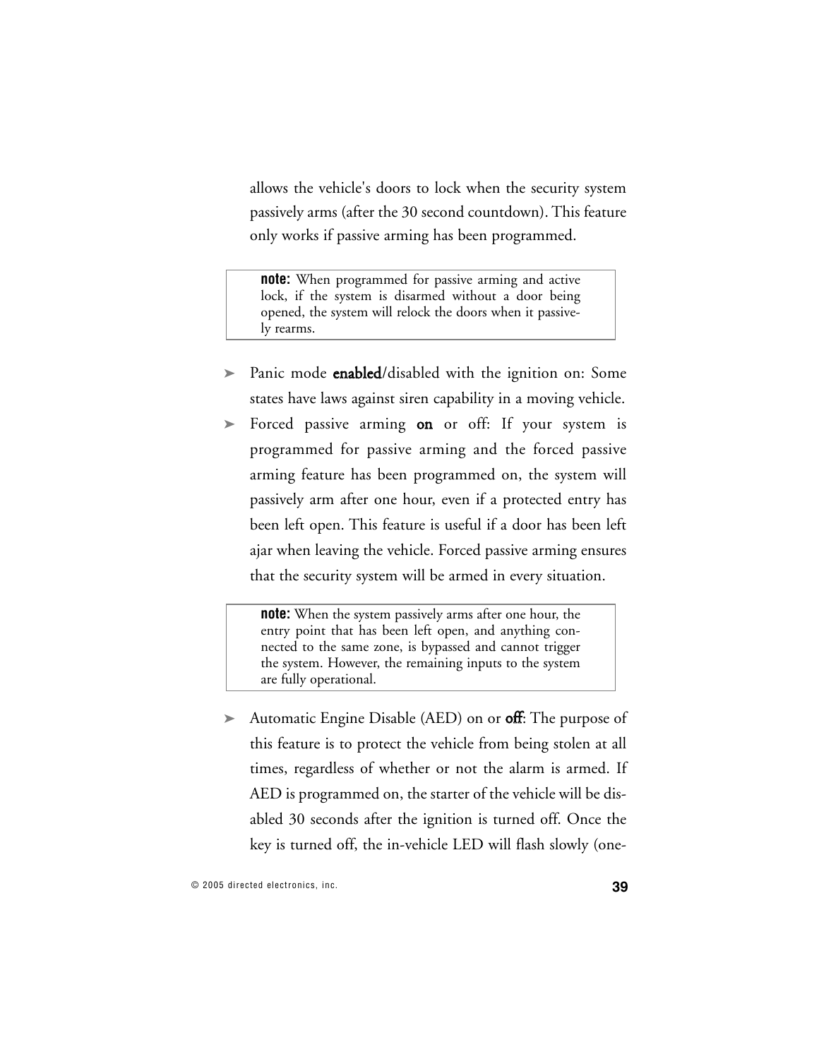allows the vehicle's doors to lock when the security system passively arms (after the 30 second countdown). This feature only works if passive arming has been programmed.

> **note:** When programmed for passive arming and active lock, if the system is disarmed without a door being opened, the system will relock the doors when it passively rearms.

- Panic mode **enabled**/disabled with the ignition on: Some states have laws against siren capability in a moving vehicle.
- Forced passive arming **on** or off: If your system is programmed for passive arming and the forced passive arming feature has been programmed on, the system will passively arm after one hour, even if a protected entry has been left open. This feature is useful if a door has been left ajar when leaving the vehicle. Forced passive arming ensures that the security system will be armed in every situation.

> **note:** When the system passively arms after one hour, the entry point that has been left open, and anything connected to the same zone, is bypassed and cannot trigger the system. However, the remaining inputs to the system are fully operational.

- Automatic Engine Disable (AED) on or **off**: The purpose of this feature is to protect the vehicle from being stolen at all times, regardless of whether or not the alarm is armed. If AED is programmed on, the starter of the vehicle will be disabled 30 seconds after the ignition is turned off. Once the key is turned off, the in-vehicle LED will flash slowly (one-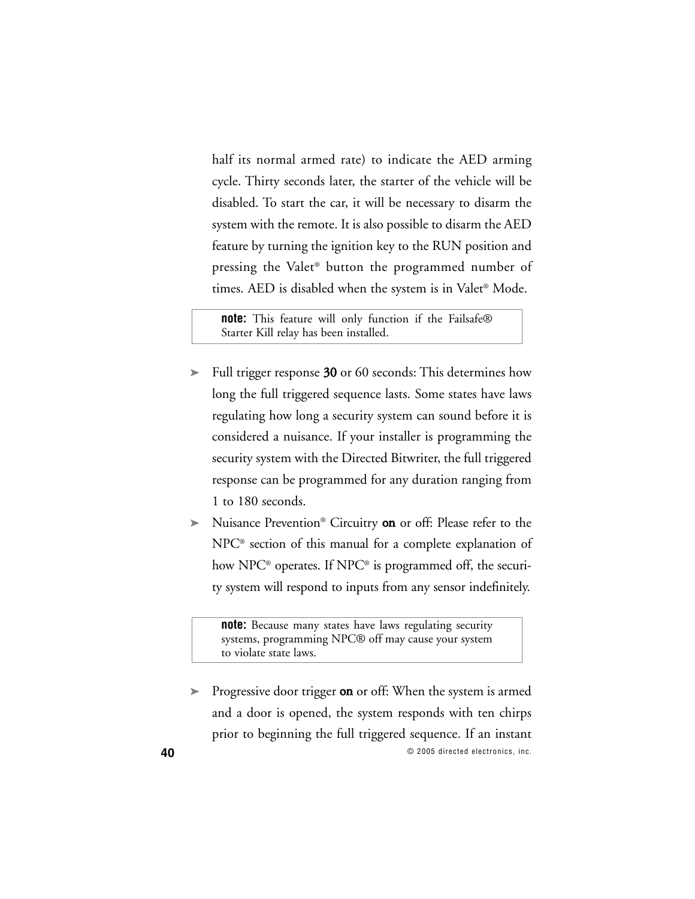half its normal armed rate) to indicate the AED arming cycle. Thirty seconds later, the starter of the vehicle will be disabled. To start the car, it will be necessary to disarm the system with the remote. It is also possible to disarm the AED feature by turning the ignition key to the RUN position and pressing the Valet® button the programmed number of times. AED is disabled when the system is in Valet® Mode.

> **note:** This feature will only function if the Failsafe® Starter Kill relay has been installed.

- Full trigger response **30** or 60 seconds: This determines how long the full triggered sequence lasts. Some states have laws regulating how long a security system can sound before it is considered a nuisance. If your installer is programming the security system with the Directed Bitwriter, the full triggered response can be programmed for any duration ranging from 1 to 180 seconds.
- Nuisance Prevention® Circuitry **on** or off: Please refer to the NPC® section of this manual for a complete explanation of how NPC® operates. If NPC® is programmed off, the security system will respond to inputs from any sensor indefinitely.

> **note:** Because many states have laws regulating security systems, programming NPC® off may cause your system to violate state laws.

- Progressive door trigger **on** or off: When the system is armed and a door is opened, the system responds with ten chirps prior to beginning the full triggered sequence. If an instant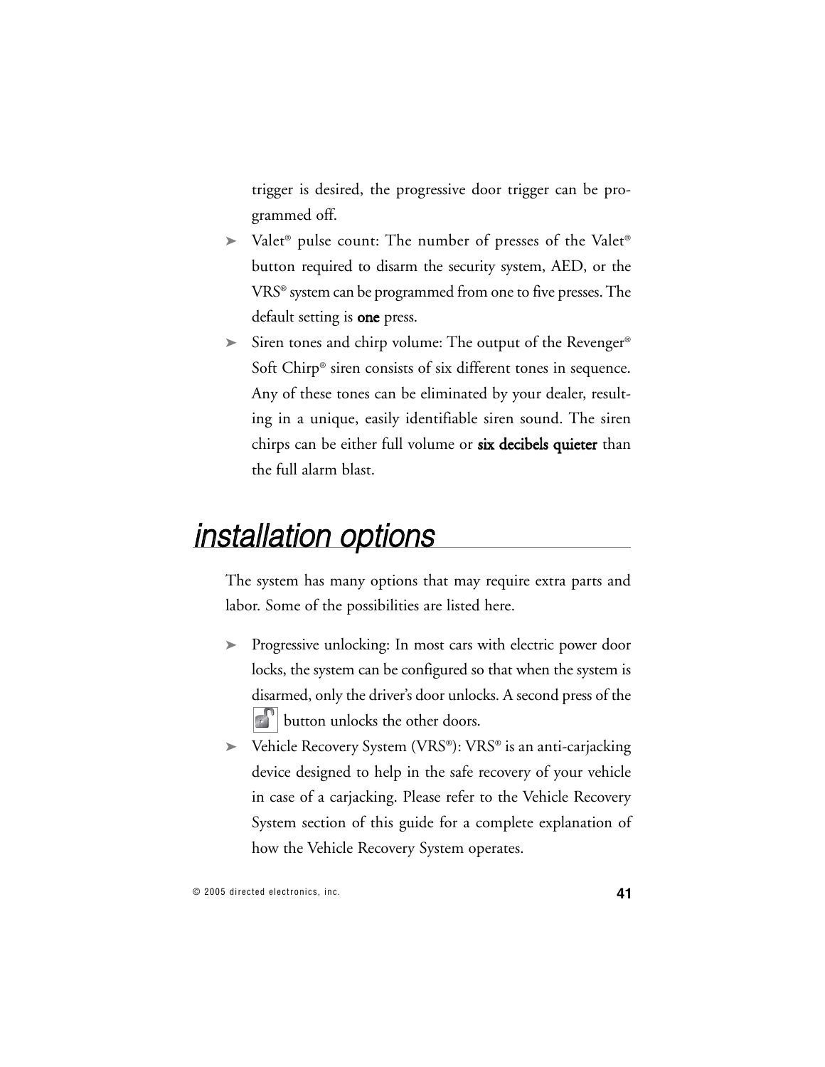trigger is desired, the progressive door trigger can be programmed off.

- Valet® pulse count: The number of presses of the Valet® button required to disarm the security system, AED, or the VRS® system can be programmed from one to five presses. The default setting is **one** press.
- Siren tones and chirp volume: The output of the Revenger® Soft Chirp® siren consists of six different tones in sequence. Any of these tones can be eliminated by your dealer, resulting in a unique, easily identifiable siren sound. The siren chirps can be either full volume or **six decibels quieter** than the full alarm blast.

## *installation options*

The system has many options that may require extra parts and labor. Some of the possibilities are listed here.

- Progressive unlocking: In most cars with electric power door locks, the system can be configured so that when the system is disarmed, only the driver's door unlocks. A second press of the button unlocks the other doors.
- Vehicle Recovery System (VRS®): VRS® is an anti-carjacking device designed to help in the safe recovery of your vehicle in case of a carjacking. Please refer to the Vehicle Recovery System section of this guide for a complete explanation of how the Vehicle Recovery System operates.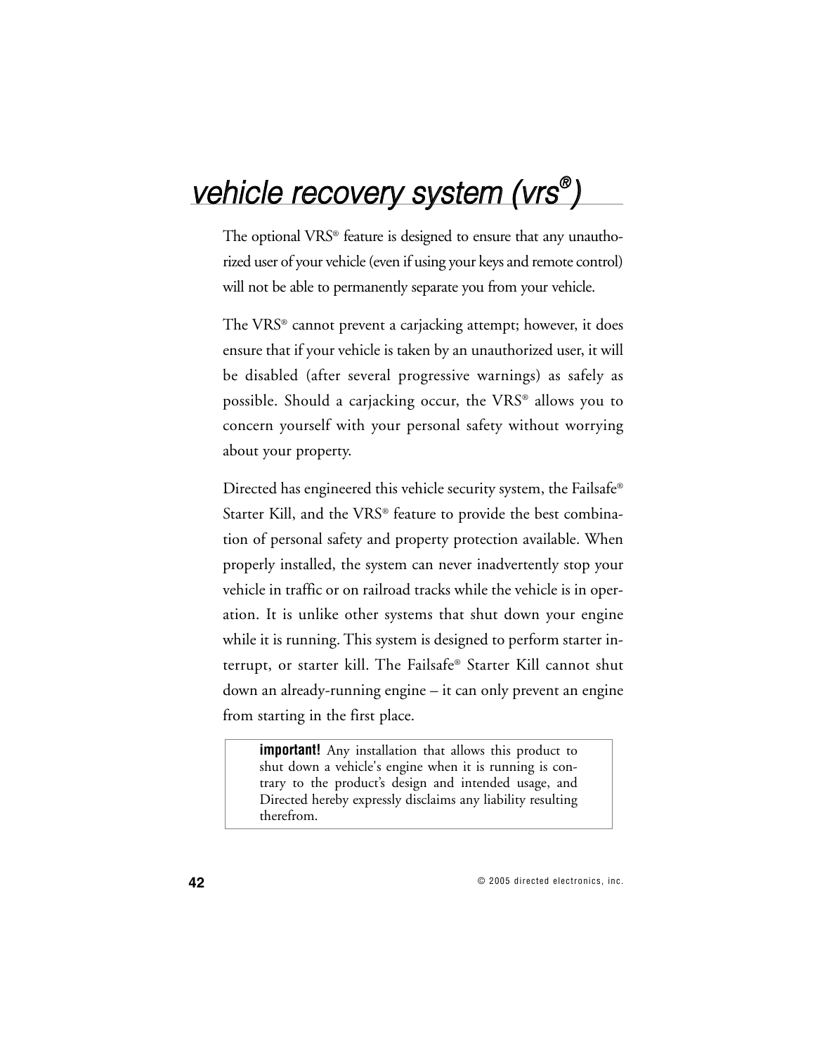# vehicle recovery system (vrs®)

The optional VRS® feature is designed to ensure that any unauthorized user of your vehicle (even if using your keys and remote control) will not be able to permanently separate you from your vehicle.

The VRS® cannot prevent a carjacking attempt; however, it does ensure that if your vehicle is taken by an unauthorized user, it will be disabled (after several progressive warnings) as safely as possible. Should a carjacking occur, the VRS® allows you to concern yourself with your personal safety without worrying about your property.

Directed has engineered this vehicle security system, the Failsafe® Starter Kill, and the VRS® feature to provide the best combination of personal safety and property protection available. When properly installed, the system can never inadvertently stop your vehicle in traffic or on railroad tracks while the vehicle is in operation. It is unlike other systems that shut down your engine while it is running. This system is designed to perform starter interrupt, or starter kill. The Failsafe® Starter Kill cannot shut down an already-running engine – it can only prevent an engine from starting in the first place.

> **important!** Any installation that allows this product to shut down a vehicle's engine when it is running is contrary to the product's design and intended usage, and Directed hereby expressly disclaims any liability resulting therefrom.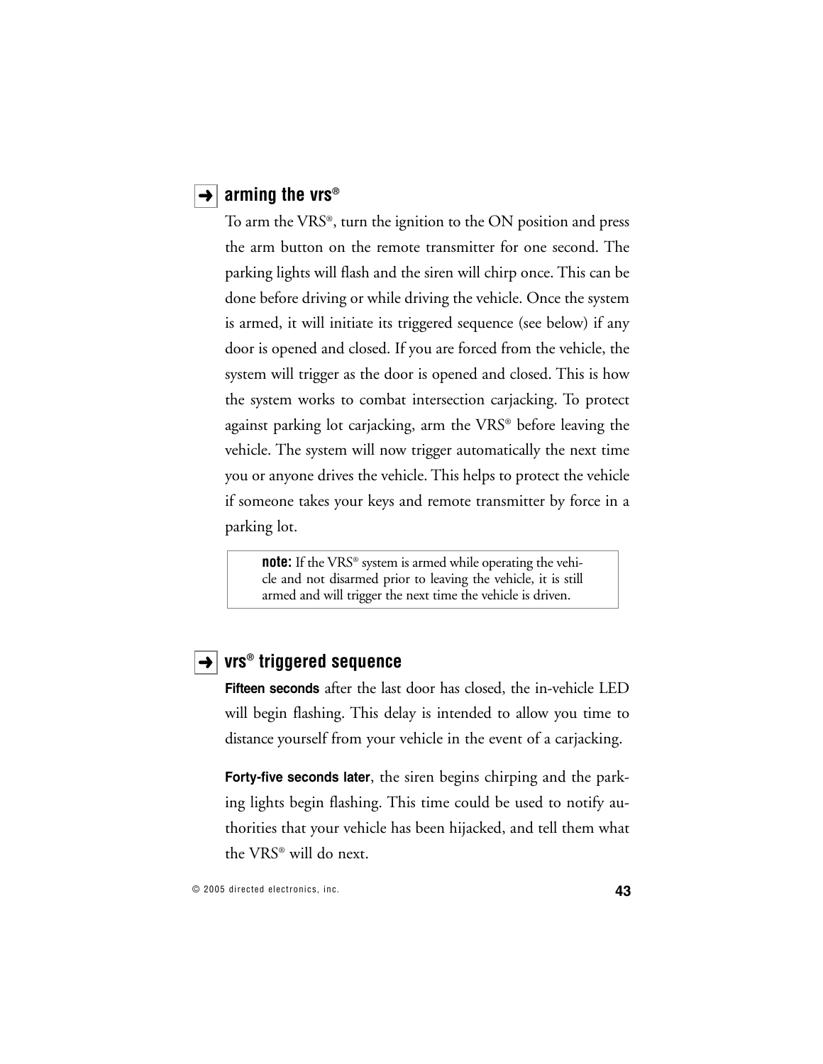## ➜ arming the vrs®

To arm the VRS®, turn the ignition to the ON position and press the arm button on the remote transmitter for one second. The parking lights will flash and the siren will chirp once. This can be done before driving or while driving the vehicle. Once the system is armed, it will initiate its triggered sequence (see below) if any door is opened and closed. If you are forced from the vehicle, the system will trigger as the door is opened and closed. This is how the system works to combat intersection carjacking. To protect against parking lot carjacking, arm the VRS® before leaving the vehicle. The system will now trigger automatically the next time you or anyone drives the vehicle. This helps to protect the vehicle if someone takes your keys and remote transmitter by force in a parking lot.

> **note:** If the VRS® system is armed while operating the vehicle and not disarmed prior to leaving the vehicle, it is still armed and will trigger the next time the vehicle is driven.

## ➜ vrs® triggered sequence

**Fifteen seconds** after the last door has closed, the in-vehicle LED will begin flashing. This delay is intended to allow you time to distance yourself from your vehicle in the event of a carjacking.

**Forty-five seconds later**, the siren begins chirping and the parking lights begin flashing. This time could be used to notify authorities that your vehicle has been hijacked, and tell them what the VRS® will do next.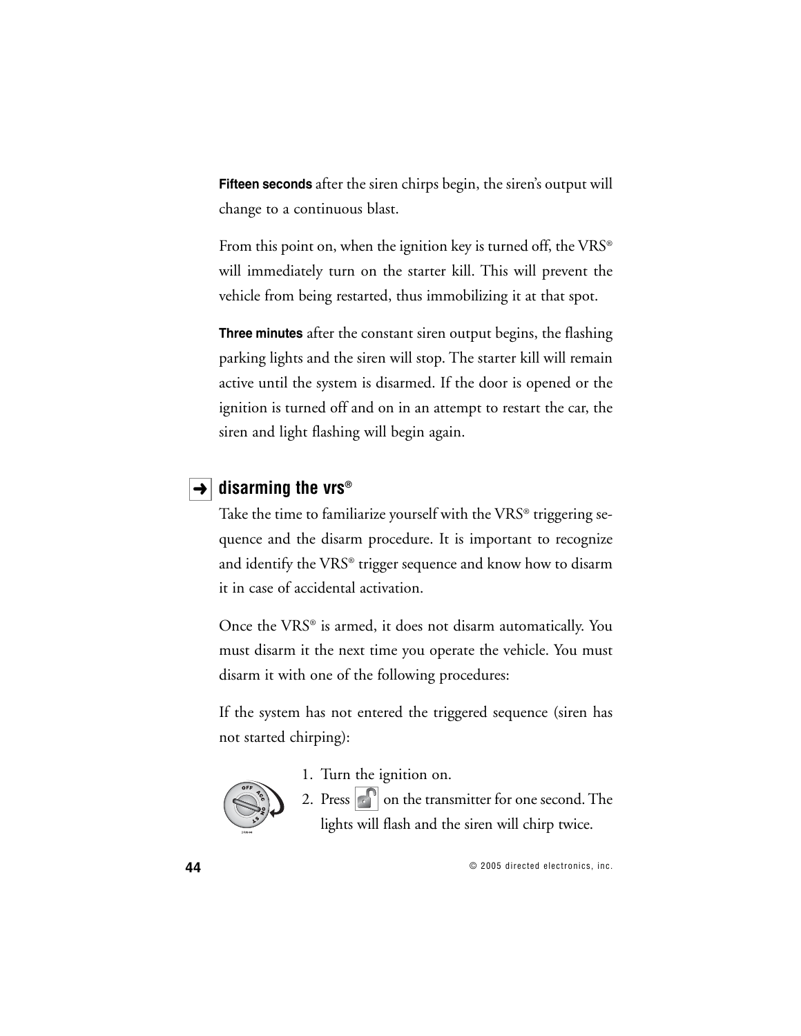**Fifteen seconds** after the siren chirps begin, the siren's output will change to a continuous blast.

From this point on, when the ignition key is turned off, the VRS® will immediately turn on the starter kill. This will prevent the vehicle from being restarted, thus immobilizing it at that spot.

**Three minutes** after the constant siren output begins, the flashing parking lights and the siren will stop. The starter kill will remain active until the system is disarmed. If the door is opened or the ignition is turned off and on in an attempt to restart the car, the siren and light flashing will begin again.

## ➜ disarming the vrs®

Take the time to familiarize yourself with the VRS® triggering sequence and the disarm procedure. It is important to recognize and identify the VRS® trigger sequence and know how to disarm it in case of accidental activation.

Once the VRS® is armed, it does not disarm automatically. You must disarm it the next time you operate the vehicle. You must disarm it with one of the following procedures:

If the system has not entered the triggered sequence (siren has not started chirping):

1. Turn the ignition on.
2. Press on the transmitter for one second. The lights will flash and the siren will chirp twice.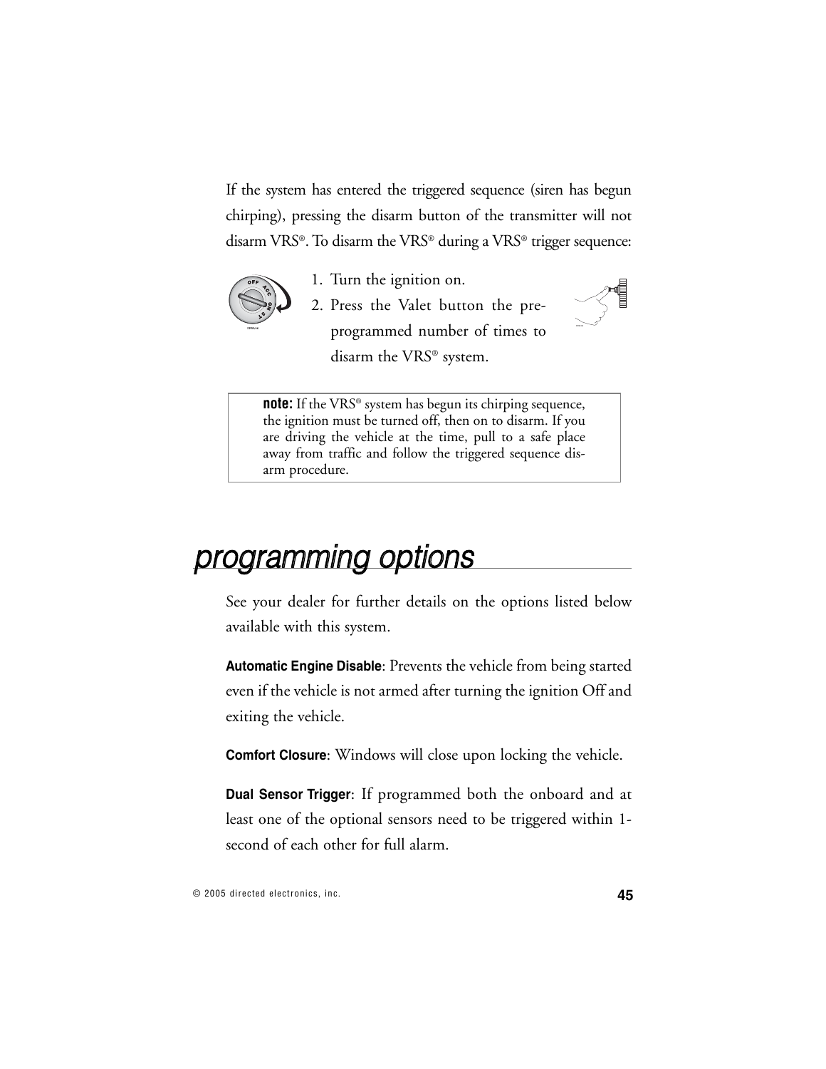If the system has entered the triggered sequence (siren has begun chirping), pressing the disarm button of the transmitter will not disarm VRS®. To disarm the VRS® during a VRS® trigger sequence:

1. Turn the ignition on.
2. Press the Valet button the pre-programmed number of times to disarm the VRS® system.

> **note:** If the VRS® system has begun its chirping sequence, the ignition must be turned off, then on to disarm. If you are driving the vehicle at the time, pull to a safe place away from traffic and follow the triggered sequence disarm procedure.

# programming options

See your dealer for further details on the options listed below available with this system.

**Automatic Engine Disable**: Prevents the vehicle from being started even if the vehicle is not armed after turning the ignition Off and exiting the vehicle.

**Comfort Closure**: Windows will close upon locking the vehicle.

**Dual Sensor Trigger**: If programmed both the onboard and at least one of the optional sensors need to be triggered within 1-second of each other for full alarm.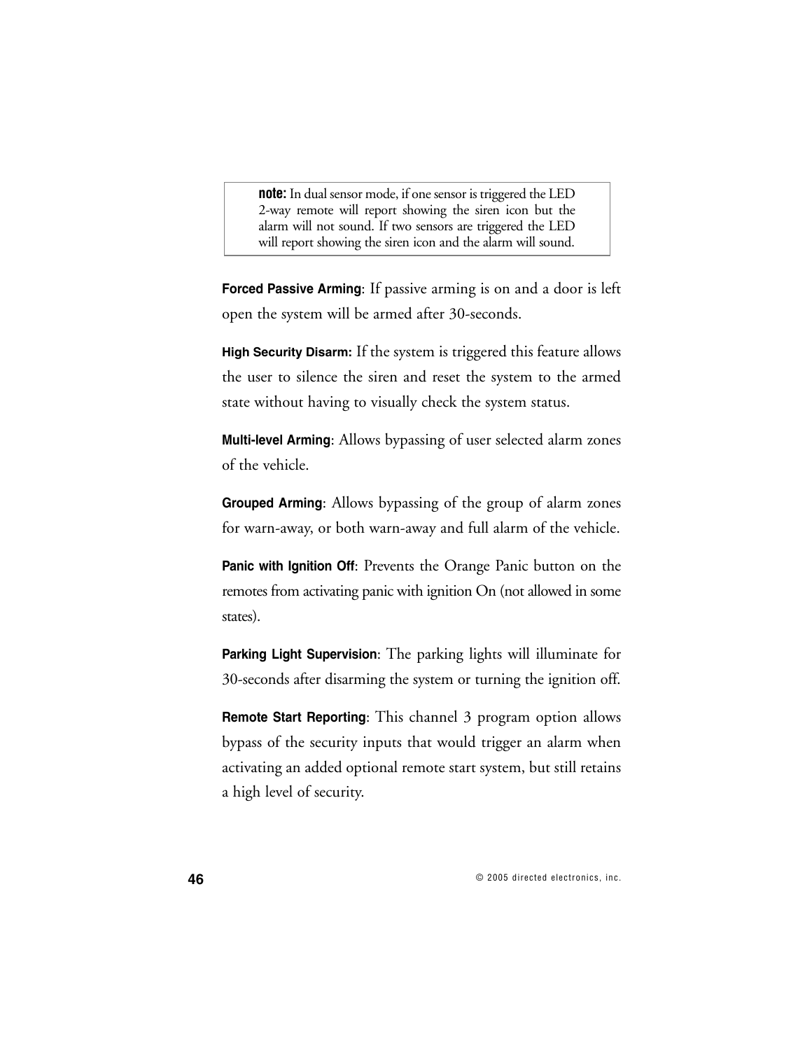> **note:** In dual sensor mode, if one sensor is triggered the LED 2-way remote will report showing the siren icon but the alarm will not sound. If two sensors are triggered the LED will report showing the siren icon and the alarm will sound.

**Forced Passive Arming**: If passive arming is on and a door is left open the system will be armed after 30-seconds.

**High Security Disarm:** If the system is triggered this feature allows the user to silence the siren and reset the system to the armed state without having to visually check the system status.

**Multi-level Arming**: Allows bypassing of user selected alarm zones of the vehicle.

**Grouped Arming**: Allows bypassing of the group of alarm zones for warn-away, or both warn-away and full alarm of the vehicle.

**Panic with Ignition Off**: Prevents the Orange Panic button on the remotes from activating panic with ignition On (not allowed in some states).

**Parking Light Supervision**: The parking lights will illuminate for 30-seconds after disarming the system or turning the ignition off.

**Remote Start Reporting**: This channel 3 program option allows bypass of the security inputs that would trigger an alarm when activating an added optional remote start system, but still retains a high level of security.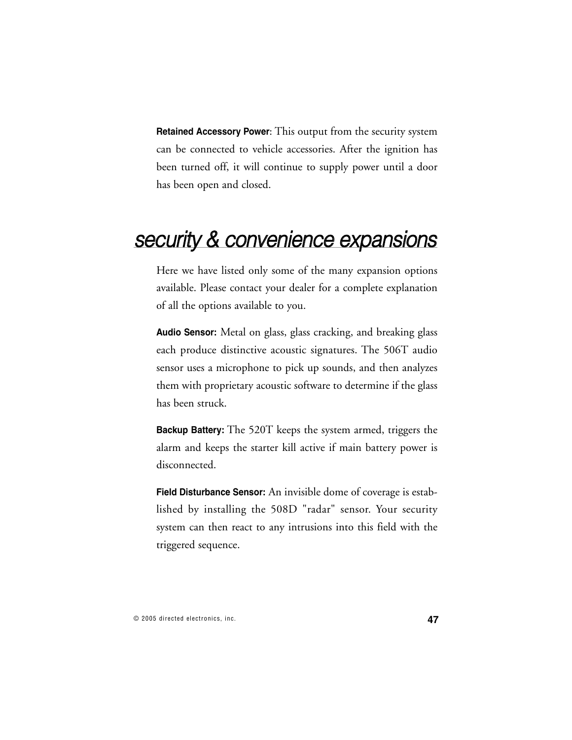**Retained Accessory Power**: This output from the security system can be connected to vehicle accessories. After the ignition has been turned off, it will continue to supply power until a door has been open and closed.

## security & convenience expansions

Here we have listed only some of the many expansion options available. Please contact your dealer for a complete explanation of all the options available to you.

**Audio Sensor:** Metal on glass, glass cracking, and breaking glass each produce distinctive acoustic signatures. The 506T audio sensor uses a microphone to pick up sounds, and then analyzes them with proprietary acoustic software to determine if the glass has been struck.

**Backup Battery:** The 520T keeps the system armed, triggers the alarm and keeps the starter kill active if main battery power is disconnected.

**Field Disturbance Sensor:** An invisible dome of coverage is established by installing the 508D "radar" sensor. Your security system can then react to any intrusions into this field with the triggered sequence.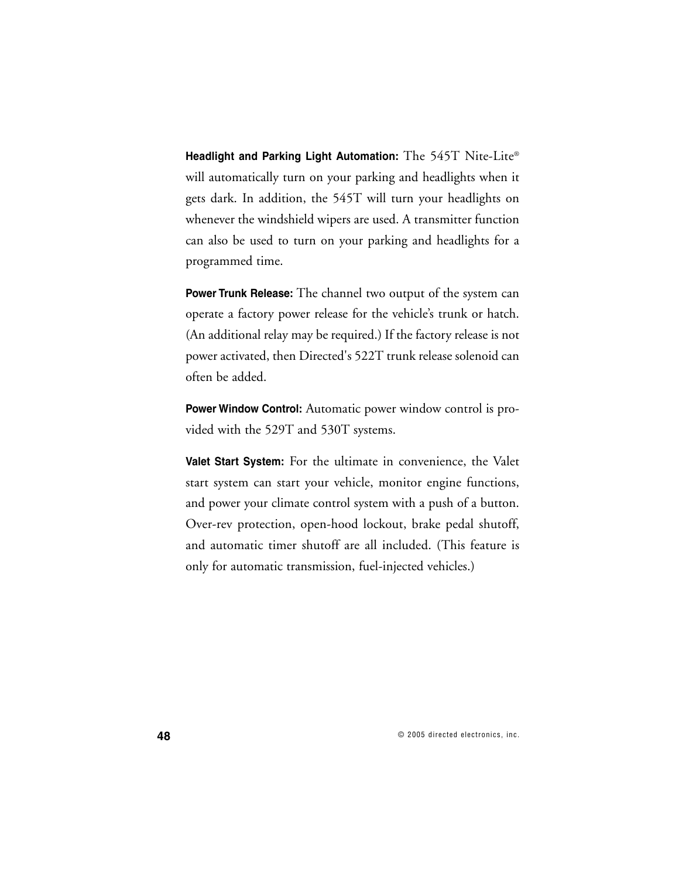**Headlight and Parking Light Automation:** The 545T Nite-Lite® will automatically turn on your parking and headlights when it gets dark. In addition, the 545T will turn your headlights on whenever the windshield wipers are used. A transmitter function can also be used to turn on your parking and headlights for a programmed time.

**Power Trunk Release:** The channel two output of the system can operate a factory power release for the vehicle's trunk or hatch. (An additional relay may be required.) If the factory release is not power activated, then Directed's 522T trunk release solenoid can often be added.

**Power Window Control:** Automatic power window control is provided with the 529T and 530T systems.

**Valet Start System:** For the ultimate in convenience, the Valet start system can start your vehicle, monitor engine functions, and power your climate control system with a push of a button. Over-rev protection, open-hood lockout, brake pedal shutoff, and automatic timer shutoff are all included. (This feature is only for automatic transmission, fuel-injected vehicles.)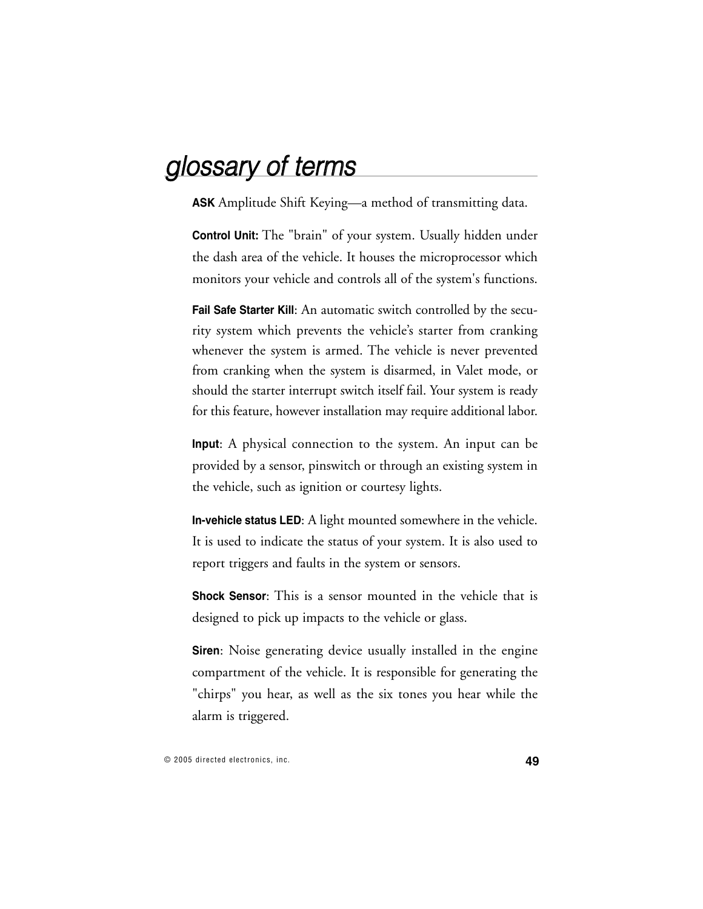# glossary of terms

**ASK** Amplitude Shift Keying—a method of transmitting data.

**Control Unit:** The "brain" of your system. Usually hidden under the dash area of the vehicle. It houses the microprocessor which monitors your vehicle and controls all of the system's functions.

**Fail Safe Starter Kill**: An automatic switch controlled by the security system which prevents the vehicle's starter from cranking whenever the system is armed. The vehicle is never prevented from cranking when the system is disarmed, in Valet mode, or should the starter interrupt switch itself fail. Your system is ready for this feature, however installation may require additional labor.

**Input**: A physical connection to the system. An input can be provided by a sensor, pinswitch or through an existing system in the vehicle, such as ignition or courtesy lights.

**In-vehicle status LED**: A light mounted somewhere in the vehicle. It is used to indicate the status of your system. It is also used to report triggers and faults in the system or sensors.

**Shock Sensor**: This is a sensor mounted in the vehicle that is designed to pick up impacts to the vehicle or glass.

**Siren**: Noise generating device usually installed in the engine compartment of the vehicle. It is responsible for generating the "chirps" you hear, as well as the six tones you hear while the alarm is triggered.

© 2005 directed electronics, inc.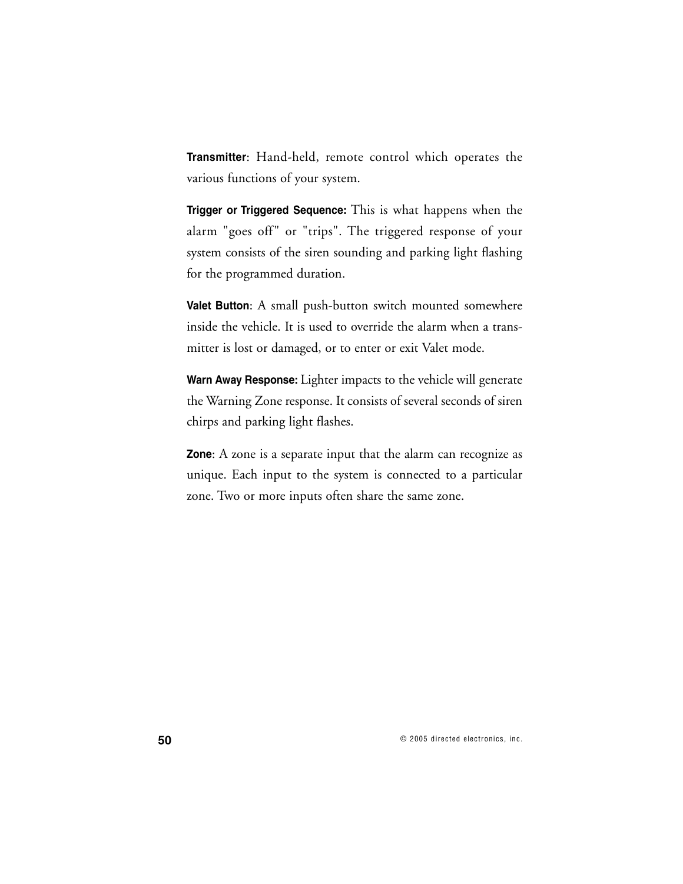**Transmitter**: Hand-held, remote control which operates the various functions of your system.

**Trigger or Triggered Sequence:** This is what happens when the alarm "goes off" or "trips". The triggered response of your system consists of the siren sounding and parking light flashing for the programmed duration.

**Valet Button**: A small push-button switch mounted somewhere inside the vehicle. It is used to override the alarm when a transmitter is lost or damaged, or to enter or exit Valet mode.

**Warn Away Response:** Lighter impacts to the vehicle will generate the Warning Zone response. It consists of several seconds of siren chirps and parking light flashes.

**Zone**: A zone is a separate input that the alarm can recognize as unique. Each input to the system is connected to a particular zone. Two or more inputs often share the same zone.

© 2005 directed electronics, inc.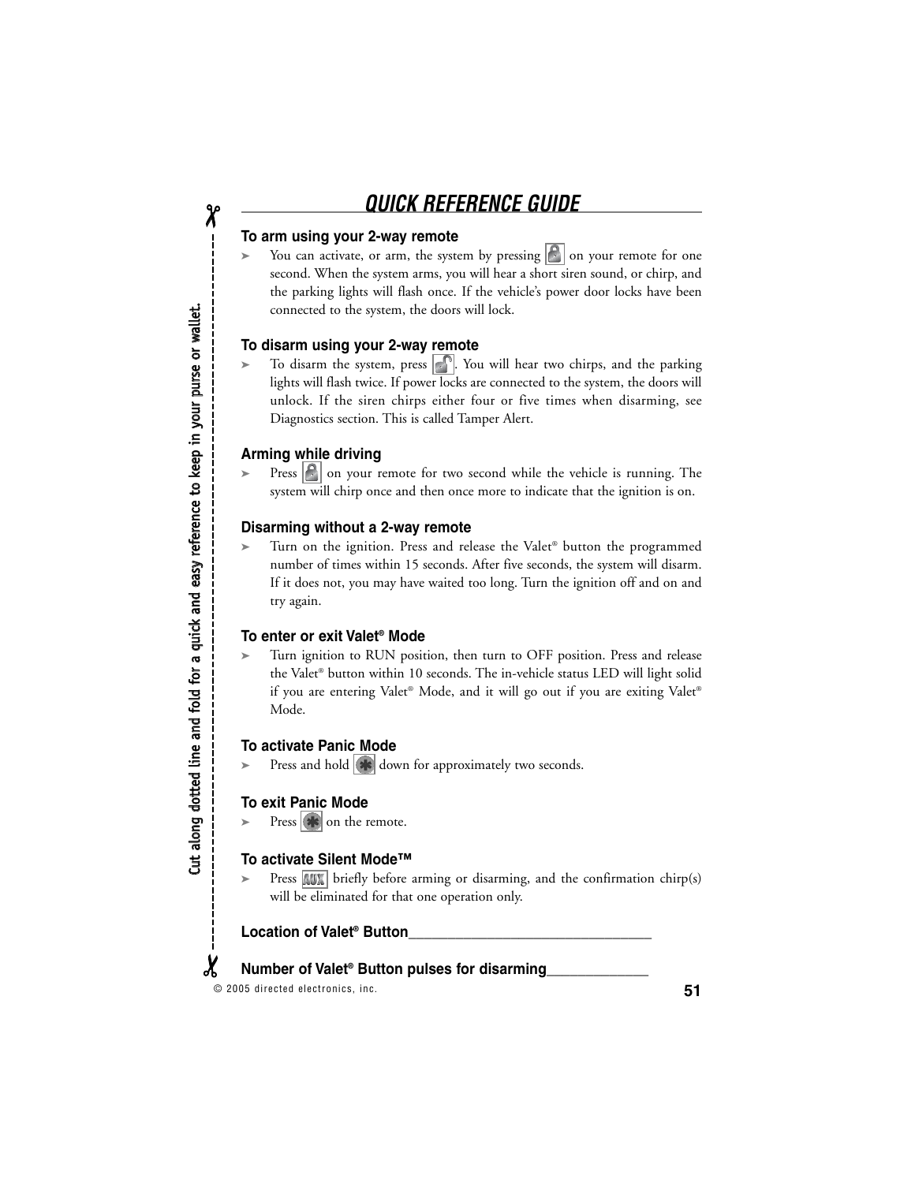# QUICK REFERENCE GUIDE

Cut along dotted line and fold for a quick and easy reference to keep in your purse or wallet.

### To arm using your 2-way remote

- You can activate, or arm, the system by pressing [lock] on your remote for one second. When the system arms, you will hear a short siren sound, or chirp, and the parking lights will flash once. If the vehicle's power door locks have been connected to the system, the doors will lock.

### To disarm using your 2-way remote

- To disarm the system, press [unlock]. You will hear two chirps, and the parking lights will flash twice. If power locks are connected to the system, the doors will unlock. If the siren chirps either four or five times when disarming, see Diagnostics section. This is called Tamper Alert.

### Arming while driving

- Press [lock] on your remote for two second while the vehicle is running. The system will chirp once and then once more to indicate that the ignition is on.

### Disarming without a 2-way remote

- Turn on the ignition. Press and release the Valet® button the programmed number of times within 15 seconds. After five seconds, the system will disarm. If it does not, you may have waited too long. Turn the ignition off and on and try again.

### To enter or exit Valet® Mode

- Turn ignition to RUN position, then turn to OFF position. Press and release the Valet® button within 10 seconds. The in-vehicle status LED will light solid if you are entering Valet® Mode, and it will go out if you are exiting Valet® Mode.

### To activate Panic Mode

- Press and hold [*] down for approximately two seconds.

### To exit Panic Mode

- Press [*] on the remote.

### To activate Silent Mode™

- Press [AUX] briefly before arming or disarming, and the confirmation chirp(s) will be eliminated for that one operation only.

**Location of Valet® Button________________________________**

**Number of Valet® Button pulses for disarming_____________**

© 2005 directed electronics, inc.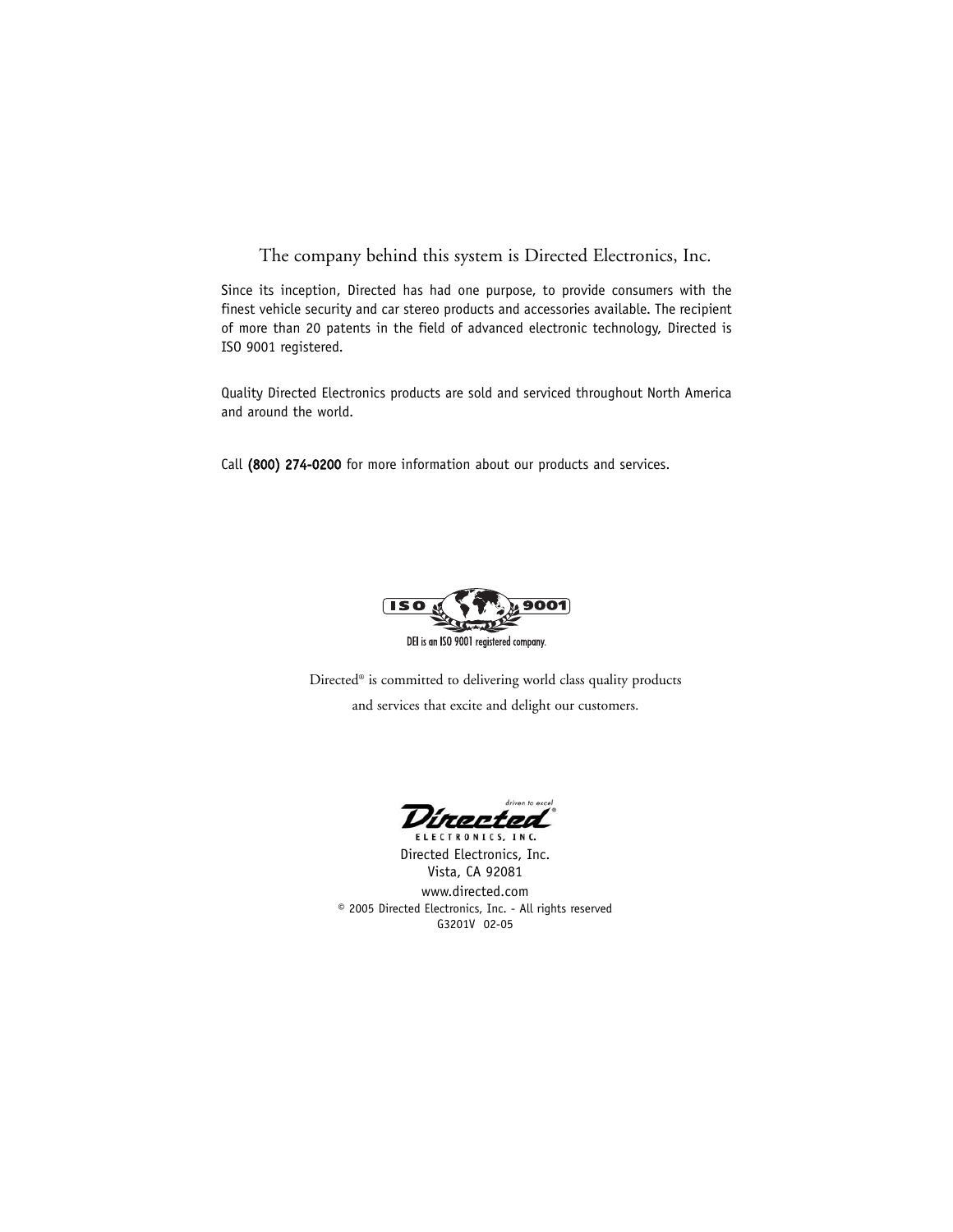The company behind this system is Directed Electronics, Inc.

Since its inception, Directed has had one purpose, to provide consumers with the finest vehicle security and car stereo products and accessories available. The recipient of more than 20 patents in the field of advanced electronic technology, Directed is ISO 9001 registered.

Quality Directed Electronics products are sold and serviced throughout North America and around the world.

Call **(800) 274-0200** for more information about our products and services.

ISO 9001

DEI is an ISO 9001 registered company.

Directed® is committed to delivering world class quality products and services that excite and delight our customers.

driven to excel

Directed®

ELECTRONICS, INC.

Directed Electronics, Inc.
Vista, CA 92081
www.directed.com
© 2005 Directed Electronics, Inc. - All rights reserved
G3201V 02-05